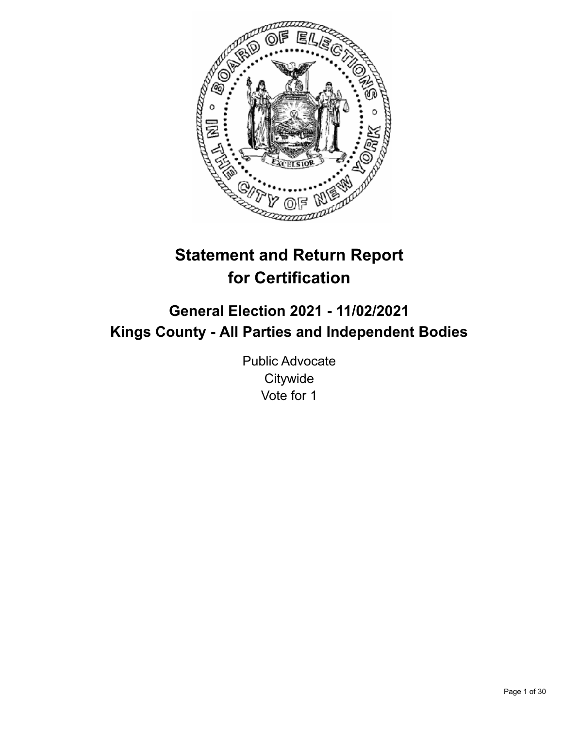# Statement and Return Report for Certification

## General Election 2021 - 11/02/2021
## Kings County - All Parties and Independent Bodies

Public Advocate
Citywide
Vote for 1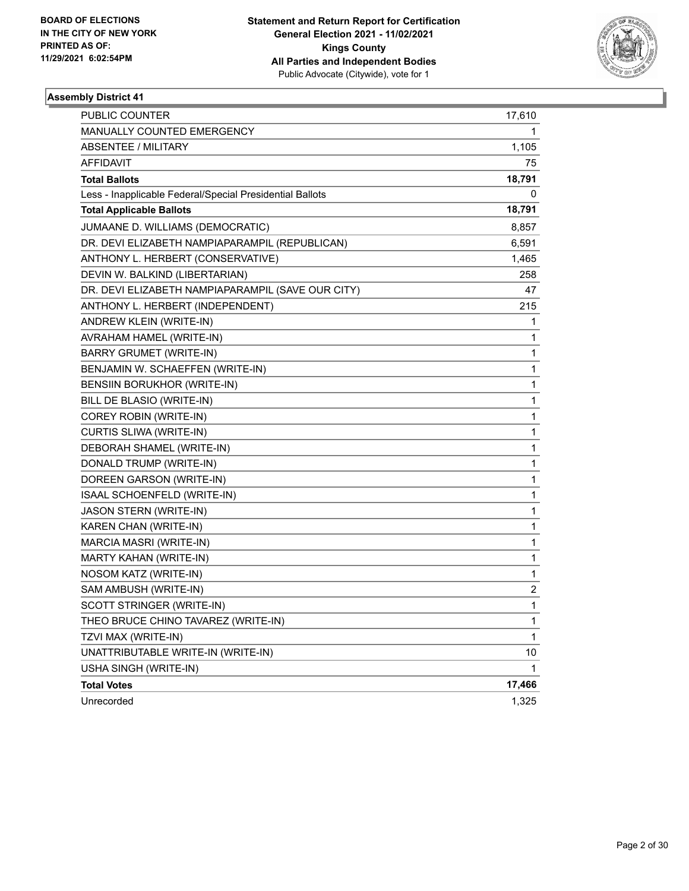**BOARD OF ELECTIONS IN THE CITY OF NEW YORK PRINTED AS OF: 11/29/2021 6:02:54PM**

**Statement and Return Report for Certification**
**General Election 2021 - 11/02/2021**
**Kings County**
**All Parties and Independent Bodies**
Public Advocate (Citywide), vote for 1

### Assembly District 41

| | |
|---|---|
| PUBLIC COUNTER | 17,610 |
| MANUALLY COUNTED EMERGENCY | 1 |
| ABSENTEE / MILITARY | 1,105 |
| AFFIDAVIT | 75 |
| **Total Ballots** | **18,791** |
| Less - Inapplicable Federal/Special Presidential Ballots | 0 |
| **Total Applicable Ballots** | **18,791** |
| JUMAANE D. WILLIAMS (DEMOCRATIC) | 8,857 |
| DR. DEVI ELIZABETH NAMPIAPARAMPIL (REPUBLICAN) | 6,591 |
| ANTHONY L. HERBERT (CONSERVATIVE) | 1,465 |
| DEVIN W. BALKIND (LIBERTARIAN) | 258 |
| DR. DEVI ELIZABETH NAMPIAPARAMPIL (SAVE OUR CITY) | 47 |
| ANTHONY L. HERBERT (INDEPENDENT) | 215 |
| ANDREW KLEIN (WRITE-IN) | 1 |
| AVRAHAM HAMEL (WRITE-IN) | 1 |
| BARRY GRUMET (WRITE-IN) | 1 |
| BENJAMIN W. SCHAEFFEN (WRITE-IN) | 1 |
| BENSIIN BORUKHOR (WRITE-IN) | 1 |
| BILL DE BLASIO (WRITE-IN) | 1 |
| COREY ROBIN (WRITE-IN) | 1 |
| CURTIS SLIWA (WRITE-IN) | 1 |
| DEBORAH SHAMEL (WRITE-IN) | 1 |
| DONALD TRUMP (WRITE-IN) | 1 |
| DOREEN GARSON (WRITE-IN) | 1 |
| ISAAL SCHOENFELD (WRITE-IN) | 1 |
| JASON STERN (WRITE-IN) | 1 |
| KAREN CHAN (WRITE-IN) | 1 |
| MARCIA MASRI (WRITE-IN) | 1 |
| MARTY KAHAN (WRITE-IN) | 1 |
| NOSOM KATZ (WRITE-IN) | 1 |
| SAM AMBUSH (WRITE-IN) | 2 |
| SCOTT STRINGER (WRITE-IN) | 1 |
| THEO BRUCE CHINO TAVAREZ (WRITE-IN) | 1 |
| TZVI MAX (WRITE-IN) | 1 |
| UNATTRIBUTABLE WRITE-IN (WRITE-IN) | 10 |
| USHA SINGH (WRITE-IN) | 1 |
| **Total Votes** | **17,466** |
| Unrecorded | 1,325 |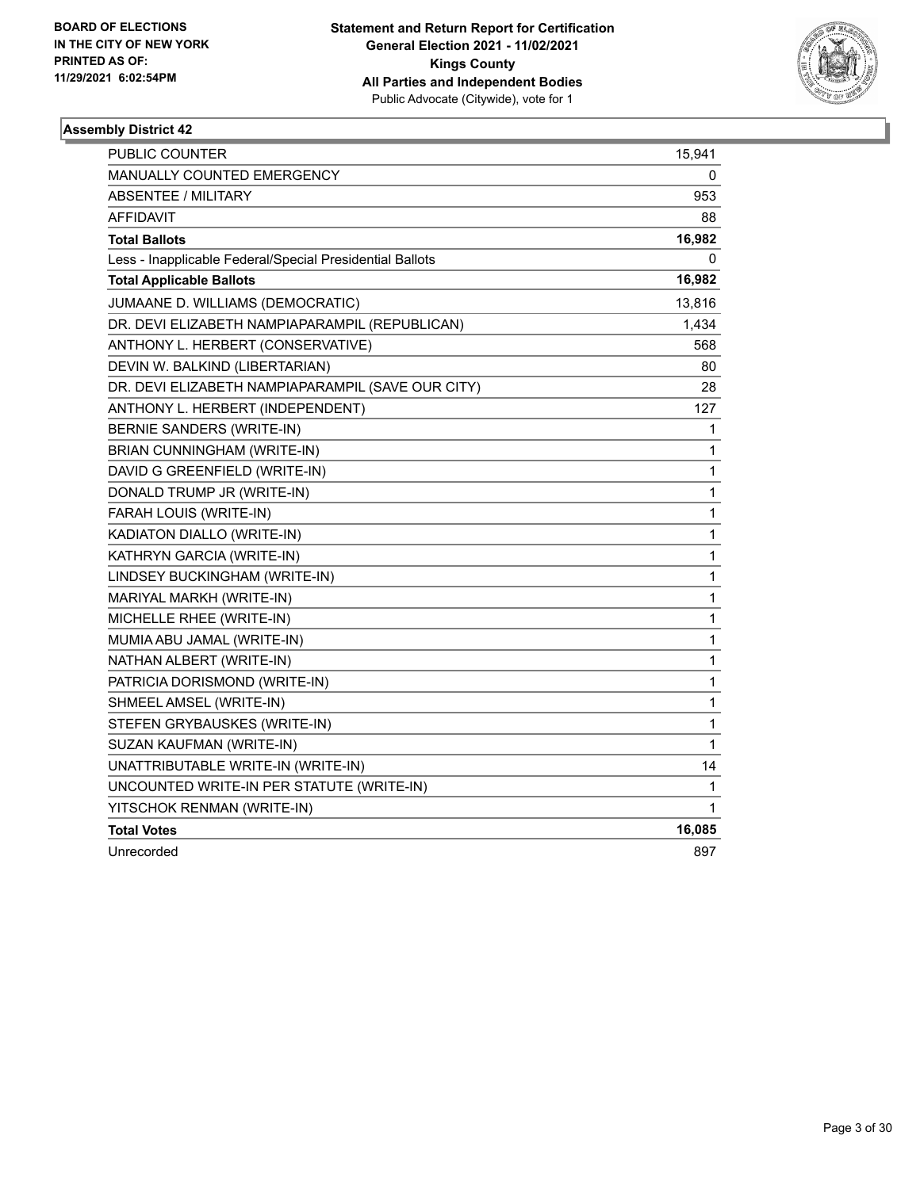**BOARD OF ELECTIONS IN THE CITY OF NEW YORK**
**PRINTED AS OF: 11/29/2021 6:02:54PM**

**Statement and Return Report for Certification**
**General Election 2021 - 11/02/2021**
**Kings County**
**All Parties and Independent Bodies**
Public Advocate (Citywide), vote for 1

## Assembly District 42

| | |
|---|---|
| PUBLIC COUNTER | 15,941 |
| MANUALLY COUNTED EMERGENCY | 0 |
| ABSENTEE / MILITARY | 953 |
| AFFIDAVIT | 88 |
| **Total Ballots** | **16,982** |
| Less - Inapplicable Federal/Special Presidential Ballots | 0 |
| **Total Applicable Ballots** | **16,982** |
| JUMAANE D. WILLIAMS (DEMOCRATIC) | 13,816 |
| DR. DEVI ELIZABETH NAMPIAPARAMPIL (REPUBLICAN) | 1,434 |
| ANTHONY L. HERBERT (CONSERVATIVE) | 568 |
| DEVIN W. BALKIND (LIBERTARIAN) | 80 |
| DR. DEVI ELIZABETH NAMPIAPARAMPIL (SAVE OUR CITY) | 28 |
| ANTHONY L. HERBERT (INDEPENDENT) | 127 |
| BERNIE SANDERS (WRITE-IN) | 1 |
| BRIAN CUNNINGHAM (WRITE-IN) | 1 |
| DAVID G GREENFIELD (WRITE-IN) | 1 |
| DONALD TRUMP JR (WRITE-IN) | 1 |
| FARAH LOUIS (WRITE-IN) | 1 |
| KADIATON DIALLO (WRITE-IN) | 1 |
| KATHRYN GARCIA (WRITE-IN) | 1 |
| LINDSEY BUCKINGHAM (WRITE-IN) | 1 |
| MARIYAL MARKH (WRITE-IN) | 1 |
| MICHELLE RHEE (WRITE-IN) | 1 |
| MUMIA ABU JAMAL (WRITE-IN) | 1 |
| NATHAN ALBERT (WRITE-IN) | 1 |
| PATRICIA DORISMOND (WRITE-IN) | 1 |
| SHMEEL AMSEL (WRITE-IN) | 1 |
| STEFEN GRYBAUSKES (WRITE-IN) | 1 |
| SUZAN KAUFMAN (WRITE-IN) | 1 |
| UNATTRIBUTABLE WRITE-IN (WRITE-IN) | 14 |
| UNCOUNTED WRITE-IN PER STATUTE (WRITE-IN) | 1 |
| YITSCHOK RENMAN (WRITE-IN) | 1 |
| **Total Votes** | **16,085** |
| Unrecorded | 897 |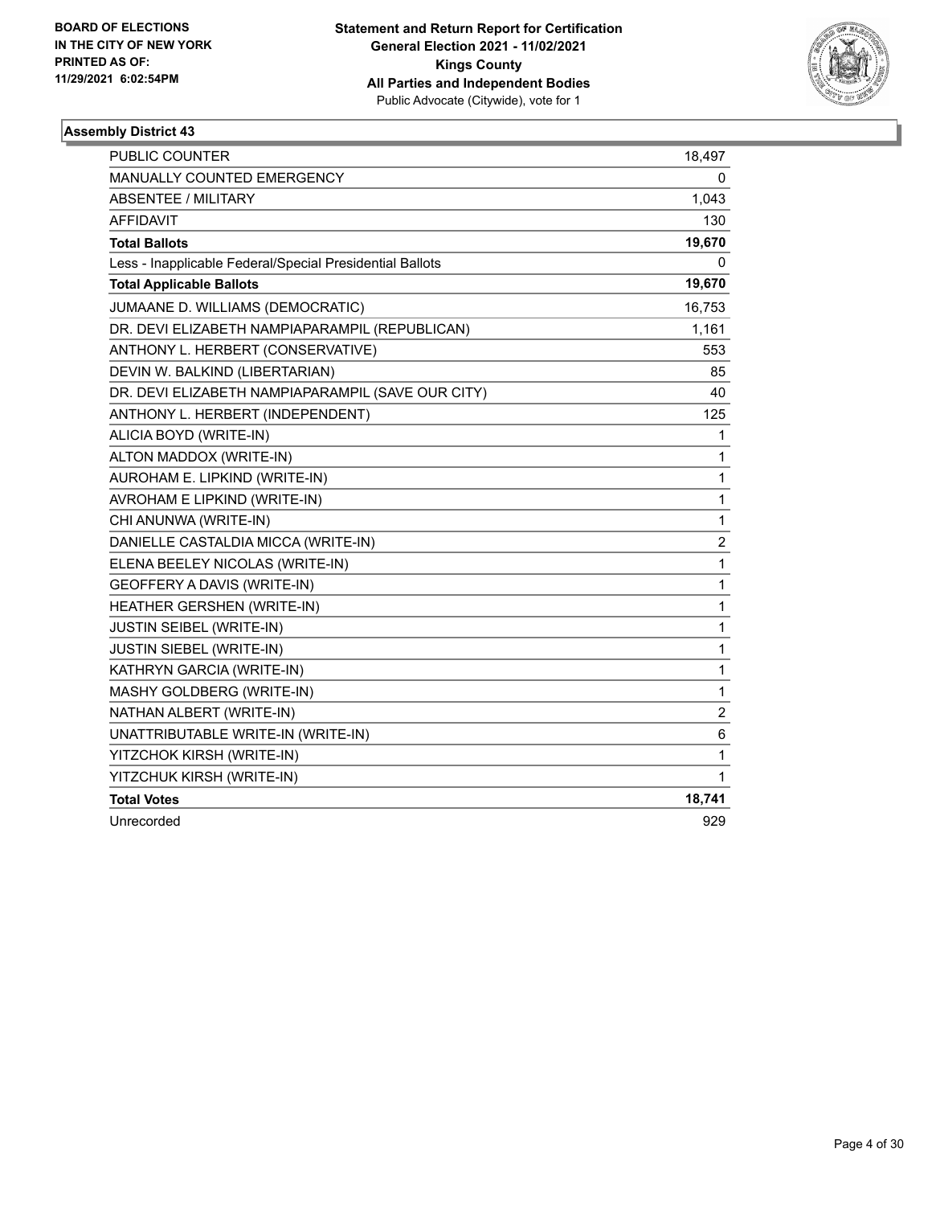BOARD OF ELECTIONS
IN THE CITY OF NEW YORK
PRINTED AS OF:
11/29/2021 6:02:54PM

**Statement and Return Report for Certification**
**General Election 2021 - 11/02/2021**
**Kings County**
**All Parties and Independent Bodies**
Public Advocate (Citywide), vote for 1

### Assembly District 43

| | |
|---|---|
| PUBLIC COUNTER | 18,497 |
| MANUALLY COUNTED EMERGENCY | 0 |
| ABSENTEE / MILITARY | 1,043 |
| AFFIDAVIT | 130 |
| **Total Ballots** | **19,670** |
| Less - Inapplicable Federal/Special Presidential Ballots | 0 |
| **Total Applicable Ballots** | **19,670** |
| JUMAANE D. WILLIAMS (DEMOCRATIC) | 16,753 |
| DR. DEVI ELIZABETH NAMPIAPARAMPIL (REPUBLICAN) | 1,161 |
| ANTHONY L. HERBERT (CONSERVATIVE) | 553 |
| DEVIN W. BALKIND (LIBERTARIAN) | 85 |
| DR. DEVI ELIZABETH NAMPIAPARAMPIL (SAVE OUR CITY) | 40 |
| ANTHONY L. HERBERT (INDEPENDENT) | 125 |
| ALICIA BOYD (WRITE-IN) | 1 |
| ALTON MADDOX (WRITE-IN) | 1 |
| AUROHAM E. LIPKIND (WRITE-IN) | 1 |
| AVROHAM E LIPKIND (WRITE-IN) | 1 |
| CHI ANUNWA (WRITE-IN) | 1 |
| DANIELLE CASTALDIA MICCA (WRITE-IN) | 2 |
| ELENA BEELEY NICOLAS (WRITE-IN) | 1 |
| GEOFFERY A DAVIS (WRITE-IN) | 1 |
| HEATHER GERSHEN (WRITE-IN) | 1 |
| JUSTIN SEIBEL (WRITE-IN) | 1 |
| JUSTIN SIEBEL (WRITE-IN) | 1 |
| KATHRYN GARCIA (WRITE-IN) | 1 |
| MASHY GOLDBERG (WRITE-IN) | 1 |
| NATHAN ALBERT (WRITE-IN) | 2 |
| UNATTRIBUTABLE WRITE-IN (WRITE-IN) | 6 |
| YITZCHOK KIRSH (WRITE-IN) | 1 |
| YITZCHUK KIRSH (WRITE-IN) | 1 |
| **Total Votes** | **18,741** |
| Unrecorded | 929 |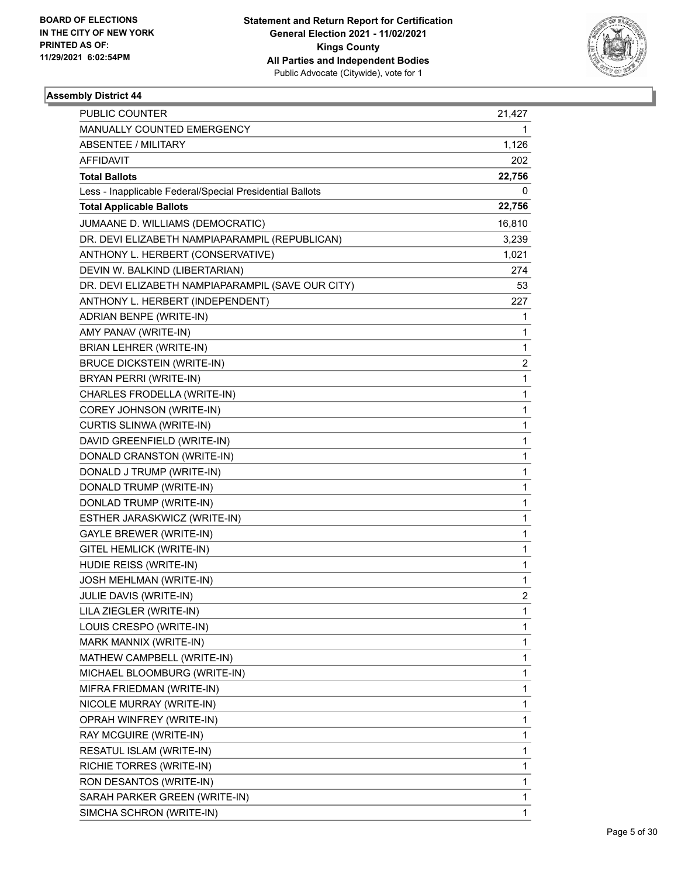**BOARD OF ELECTIONS IN THE CITY OF NEW YORK PRINTED AS OF: 11/29/2021 6:02:54PM**

**Statement and Return Report for Certification General Election 2021 - 11/02/2021 Kings County All Parties and Independent Bodies**
Public Advocate (Citywide), vote for 1

## Assembly District 44

| | |
|---|---|
| PUBLIC COUNTER | 21,427 |
| MANUALLY COUNTED EMERGENCY | 1 |
| ABSENTEE / MILITARY | 1,126 |
| AFFIDAVIT | 202 |
| **Total Ballots** | **22,756** |
| Less - Inapplicable Federal/Special Presidential Ballots | 0 |
| **Total Applicable Ballots** | **22,756** |
| JUMAANE D. WILLIAMS (DEMOCRATIC) | 16,810 |
| DR. DEVI ELIZABETH NAMPIAPARAMPIL (REPUBLICAN) | 3,239 |
| ANTHONY L. HERBERT (CONSERVATIVE) | 1,021 |
| DEVIN W. BALKIND (LIBERTARIAN) | 274 |
| DR. DEVI ELIZABETH NAMPIAPARAMPIL (SAVE OUR CITY) | 53 |
| ANTHONY L. HERBERT (INDEPENDENT) | 227 |
| ADRIAN BENPE (WRITE-IN) | 1 |
| AMY PANAV (WRITE-IN) | 1 |
| BRIAN LEHRER (WRITE-IN) | 1 |
| BRUCE DICKSTEIN (WRITE-IN) | 2 |
| BRYAN PERRI (WRITE-IN) | 1 |
| CHARLES FRODELLA (WRITE-IN) | 1 |
| COREY JOHNSON (WRITE-IN) | 1 |
| CURTIS SLINWA (WRITE-IN) | 1 |
| DAVID GREENFIELD (WRITE-IN) | 1 |
| DONALD CRANSTON (WRITE-IN) | 1 |
| DONALD J TRUMP (WRITE-IN) | 1 |
| DONALD TRUMP (WRITE-IN) | 1 |
| DONLAD TRUMP (WRITE-IN) | 1 |
| ESTHER JARASKWICZ (WRITE-IN) | 1 |
| GAYLE BREWER (WRITE-IN) | 1 |
| GITEL HEMLICK (WRITE-IN) | 1 |
| HUDIE REISS (WRITE-IN) | 1 |
| JOSH MEHLMAN (WRITE-IN) | 1 |
| JULIE DAVIS (WRITE-IN) | 2 |
| LILA ZIEGLER (WRITE-IN) | 1 |
| LOUIS CRESPO (WRITE-IN) | 1 |
| MARK MANNIX (WRITE-IN) | 1 |
| MATHEW CAMPBELL (WRITE-IN) | 1 |
| MICHAEL BLOOMBURG (WRITE-IN) | 1 |
| MIFRA FRIEDMAN (WRITE-IN) | 1 |
| NICOLE MURRAY (WRITE-IN) | 1 |
| OPRAH WINFREY (WRITE-IN) | 1 |
| RAY MCGUIRE (WRITE-IN) | 1 |
| RESATUL ISLAM (WRITE-IN) | 1 |
| RICHIE TORRES (WRITE-IN) | 1 |
| RON DESANTOS (WRITE-IN) | 1 |
| SARAH PARKER GREEN (WRITE-IN) | 1 |
| SIMCHA SCHRON (WRITE-IN) | 1 |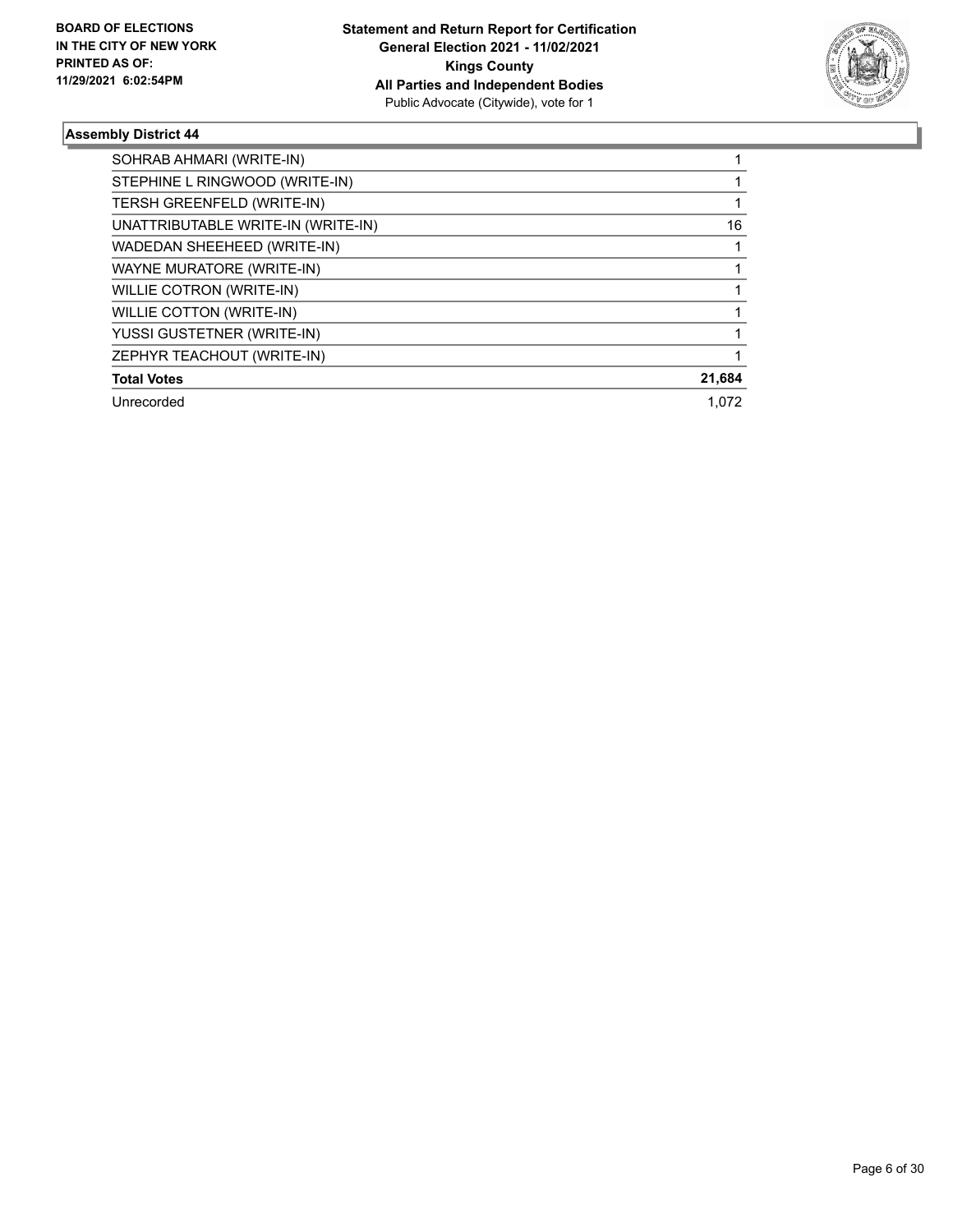## Assembly District 44

| Candidate | Votes |
|---|---|
| SOHRAB AHMARI (WRITE-IN) | 1 |
| STEPHINE L RINGWOOD (WRITE-IN) | 1 |
| TERSH GREENFELD (WRITE-IN) | 1 |
| UNATTRIBUTABLE WRITE-IN (WRITE-IN) | 16 |
| WADEDAN SHEEHEED (WRITE-IN) | 1 |
| WAYNE MURATORE (WRITE-IN) | 1 |
| WILLIE COTRON (WRITE-IN) | 1 |
| WILLIE COTTON (WRITE-IN) | 1 |
| YUSSI GUSTETNER (WRITE-IN) | 1 |
| ZEPHYR TEACHOUT (WRITE-IN) | 1 |
| **Total Votes** | **21,684** |
| Unrecorded | 1,072 |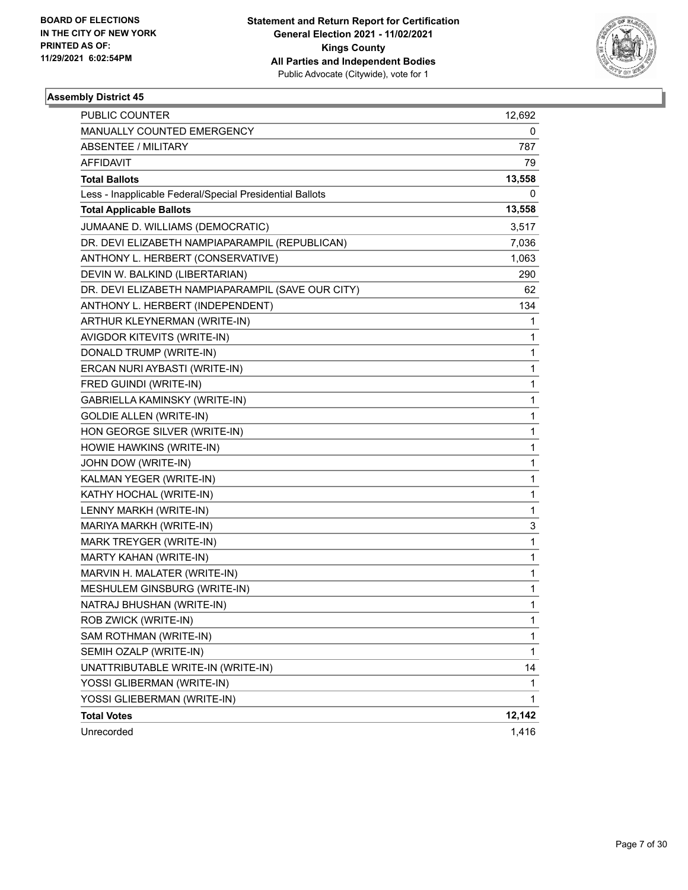BOARD OF ELECTIONS
IN THE CITY OF NEW YORK
PRINTED AS OF:
11/29/2021 6:02:54PM

**Statement and Return Report for Certification**
**General Election 2021 - 11/02/2021**
**Kings County**
**All Parties and Independent Bodies**
Public Advocate (Citywide), vote for 1

### Assembly District 45

| | |
|---|---|
| PUBLIC COUNTER | 12,692 |
| MANUALLY COUNTED EMERGENCY | 0 |
| ABSENTEE / MILITARY | 787 |
| AFFIDAVIT | 79 |
| **Total Ballots** | **13,558** |
| Less - Inapplicable Federal/Special Presidential Ballots | 0 |
| **Total Applicable Ballots** | **13,558** |
| JUMAANE D. WILLIAMS (DEMOCRATIC) | 3,517 |
| DR. DEVI ELIZABETH NAMPIAPARAMPIL (REPUBLICAN) | 7,036 |
| ANTHONY L. HERBERT (CONSERVATIVE) | 1,063 |
| DEVIN W. BALKIND (LIBERTARIAN) | 290 |
| DR. DEVI ELIZABETH NAMPIAPARAMPIL (SAVE OUR CITY) | 62 |
| ANTHONY L. HERBERT (INDEPENDENT) | 134 |
| ARTHUR KLEYNERMAN (WRITE-IN) | 1 |
| AVIGDOR KITEVITS (WRITE-IN) | 1 |
| DONALD TRUMP (WRITE-IN) | 1 |
| ERCAN NURI AYBASTI (WRITE-IN) | 1 |
| FRED GUINDI (WRITE-IN) | 1 |
| GABRIELLA KAMINSKY (WRITE-IN) | 1 |
| GOLDIE ALLEN (WRITE-IN) | 1 |
| HON GEORGE SILVER (WRITE-IN) | 1 |
| HOWIE HAWKINS (WRITE-IN) | 1 |
| JOHN DOW (WRITE-IN) | 1 |
| KALMAN YEGER (WRITE-IN) | 1 |
| KATHY HOCHAL (WRITE-IN) | 1 |
| LENNY MARKH (WRITE-IN) | 1 |
| MARIYA MARKH (WRITE-IN) | 3 |
| MARK TREYGER (WRITE-IN) | 1 |
| MARTY KAHAN (WRITE-IN) | 1 |
| MARVIN H. MALATER (WRITE-IN) | 1 |
| MESHULEM GINSBURG (WRITE-IN) | 1 |
| NATRAJ BHUSHAN (WRITE-IN) | 1 |
| ROB ZWICK (WRITE-IN) | 1 |
| SAM ROTHMAN (WRITE-IN) | 1 |
| SEMIH OZALP (WRITE-IN) | 1 |
| UNATTRIBUTABLE WRITE-IN (WRITE-IN) | 14 |
| YOSSI GLIBERMAN (WRITE-IN) | 1 |
| YOSSI GLIEBERMAN (WRITE-IN) | 1 |
| **Total Votes** | **12,142** |
| Unrecorded | 1,416 |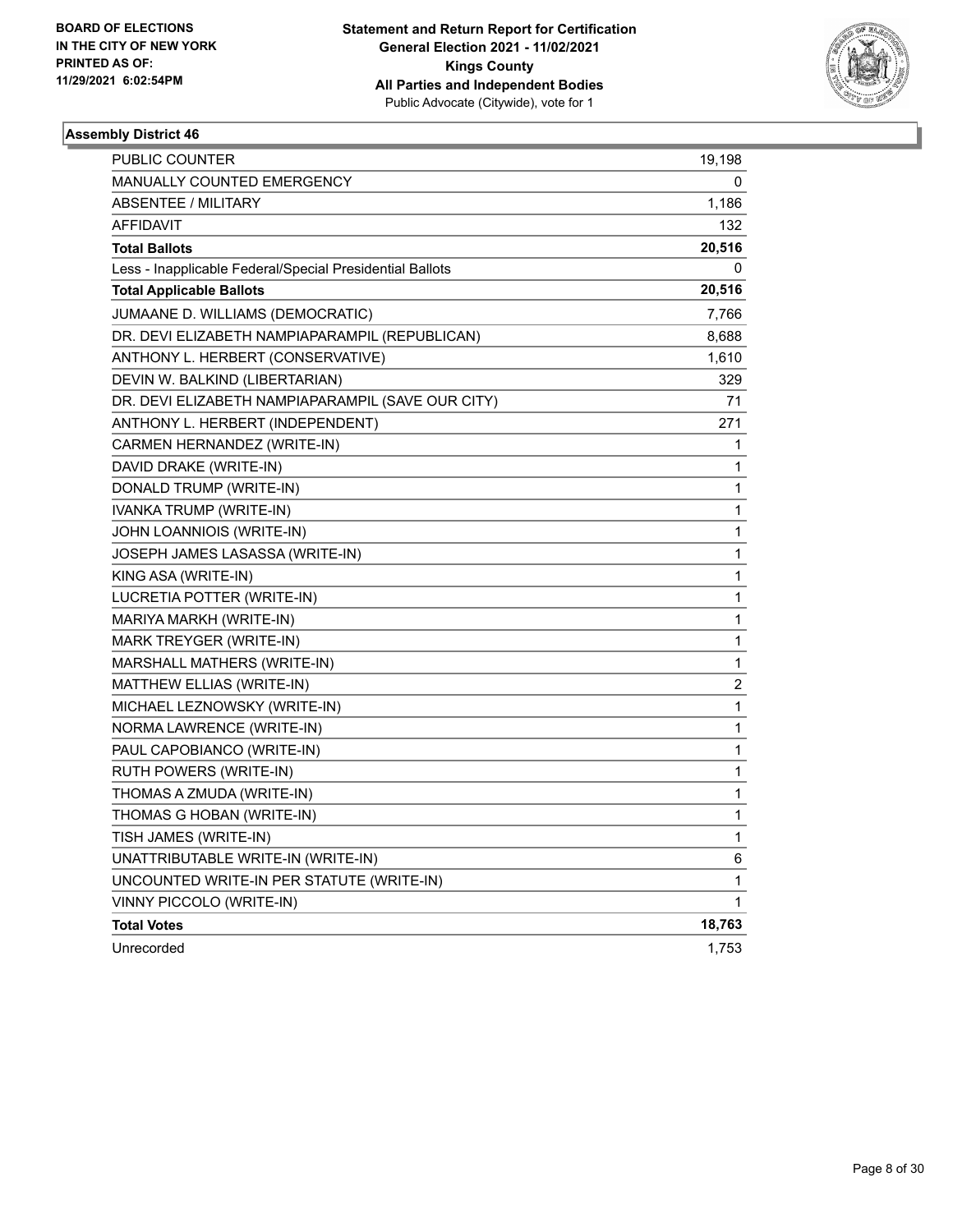**BOARD OF ELECTIONS IN THE CITY OF NEW YORK PRINTED AS OF: 11/29/2021 6:02:54PM**

**Statement and Return Report for Certification General Election 2021 - 11/02/2021 Kings County All Parties and Independent Bodies**
Public Advocate (Citywide), vote for 1

**Assembly District 46**

| | |
|---|---|
| PUBLIC COUNTER | 19,198 |
| MANUALLY COUNTED EMERGENCY | 0 |
| ABSENTEE / MILITARY | 1,186 |
| AFFIDAVIT | 132 |
| **Total Ballots** | **20,516** |
| Less - Inapplicable Federal/Special Presidential Ballots | 0 |
| **Total Applicable Ballots** | **20,516** |
| JUMAANE D. WILLIAMS (DEMOCRATIC) | 7,766 |
| DR. DEVI ELIZABETH NAMPIAPARAMPIL (REPUBLICAN) | 8,688 |
| ANTHONY L. HERBERT (CONSERVATIVE) | 1,610 |
| DEVIN W. BALKIND (LIBERTARIAN) | 329 |
| DR. DEVI ELIZABETH NAMPIAPARAMPIL (SAVE OUR CITY) | 71 |
| ANTHONY L. HERBERT (INDEPENDENT) | 271 |
| CARMEN HERNANDEZ (WRITE-IN) | 1 |
| DAVID DRAKE (WRITE-IN) | 1 |
| DONALD TRUMP (WRITE-IN) | 1 |
| IVANKA TRUMP (WRITE-IN) | 1 |
| JOHN LOANNIOIS (WRITE-IN) | 1 |
| JOSEPH JAMES LASASSA (WRITE-IN) | 1 |
| KING ASA (WRITE-IN) | 1 |
| LUCRETIA POTTER (WRITE-IN) | 1 |
| MARIYA MARKH (WRITE-IN) | 1 |
| MARK TREYGER (WRITE-IN) | 1 |
| MARSHALL MATHERS (WRITE-IN) | 1 |
| MATTHEW ELLIAS (WRITE-IN) | 2 |
| MICHAEL LEZNOWSKY (WRITE-IN) | 1 |
| NORMA LAWRENCE (WRITE-IN) | 1 |
| PAUL CAPOBIANCO (WRITE-IN) | 1 |
| RUTH POWERS (WRITE-IN) | 1 |
| THOMAS A ZMUDA (WRITE-IN) | 1 |
| THOMAS G HOBAN (WRITE-IN) | 1 |
| TISH JAMES (WRITE-IN) | 1 |
| UNATTRIBUTABLE WRITE-IN (WRITE-IN) | 6 |
| UNCOUNTED WRITE-IN PER STATUTE (WRITE-IN) | 1 |
| VINNY PICCOLO (WRITE-IN) | 1 |
| **Total Votes** | **18,763** |
| Unrecorded | 1,753 |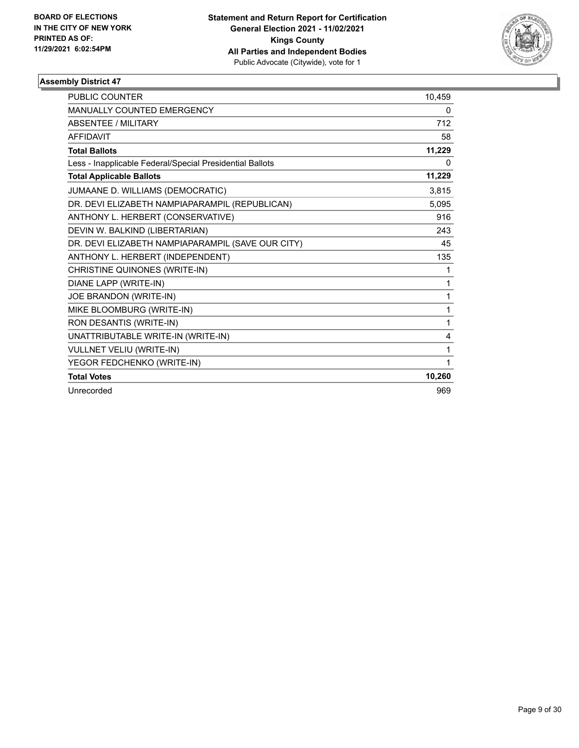BOARD OF ELECTIONS
IN THE CITY OF NEW YORK
PRINTED AS OF:
11/29/2021 6:02:54PM

**Statement and Return Report for Certification**
**General Election 2021 - 11/02/2021**
**Kings County**
**All Parties and Independent Bodies**
Public Advocate (Citywide), vote for 1

### Assembly District 47

| | |
|---|---|
| PUBLIC COUNTER | 10,459 |
| MANUALLY COUNTED EMERGENCY | 0 |
| ABSENTEE / MILITARY | 712 |
| AFFIDAVIT | 58 |
| **Total Ballots** | **11,229** |
| Less - Inapplicable Federal/Special Presidential Ballots | 0 |
| **Total Applicable Ballots** | **11,229** |
| JUMAANE D. WILLIAMS (DEMOCRATIC) | 3,815 |
| DR. DEVI ELIZABETH NAMPIAPARAMPIL (REPUBLICAN) | 5,095 |
| ANTHONY L. HERBERT (CONSERVATIVE) | 916 |
| DEVIN W. BALKIND (LIBERTARIAN) | 243 |
| DR. DEVI ELIZABETH NAMPIAPARAMPIL (SAVE OUR CITY) | 45 |
| ANTHONY L. HERBERT (INDEPENDENT) | 135 |
| CHRISTINE QUINONES (WRITE-IN) | 1 |
| DIANE LAPP (WRITE-IN) | 1 |
| JOE BRANDON (WRITE-IN) | 1 |
| MIKE BLOOMBURG (WRITE-IN) | 1 |
| RON DESANTIS (WRITE-IN) | 1 |
| UNATTRIBUTABLE WRITE-IN (WRITE-IN) | 4 |
| VULLNET VELIU (WRITE-IN) | 1 |
| YEGOR FEDCHENKO (WRITE-IN) | 1 |
| **Total Votes** | **10,260** |
| Unrecorded | 969 |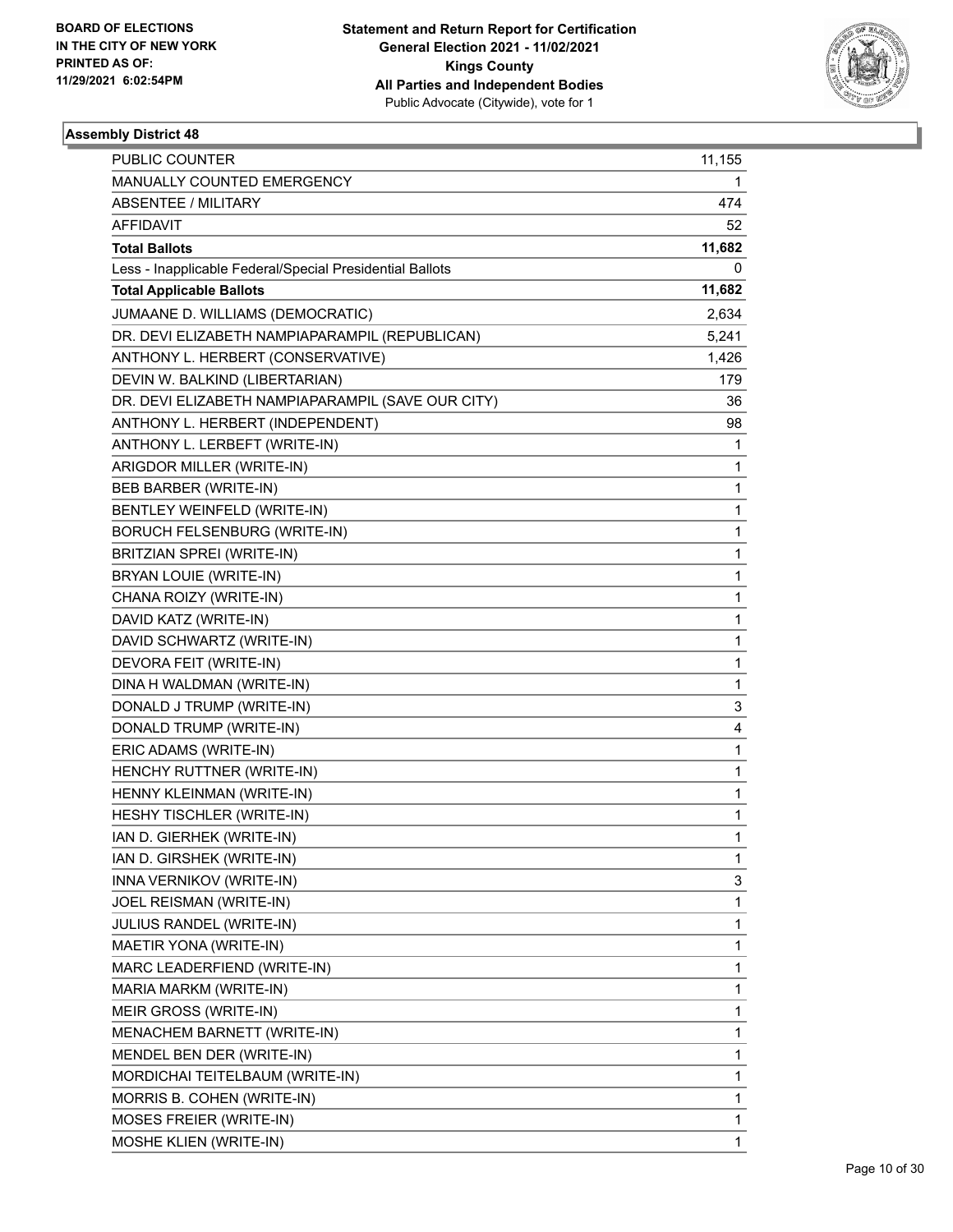BOARD OF ELECTIONS
IN THE CITY OF NEW YORK
PRINTED AS OF:
11/29/2021 6:02:54PM

**Statement and Return Report for Certification**
**General Election 2021 - 11/02/2021**
**Kings County**
**All Parties and Independent Bodies**
Public Advocate (Citywide), vote for 1

### Assembly District 48

| | |
|---|---|
| PUBLIC COUNTER | 11,155 |
| MANUALLY COUNTED EMERGENCY | 1 |
| ABSENTEE / MILITARY | 474 |
| AFFIDAVIT | 52 |
| **Total Ballots** | **11,682** |
| Less - Inapplicable Federal/Special Presidential Ballots | 0 |
| **Total Applicable Ballots** | **11,682** |
| JUMAANE D. WILLIAMS (DEMOCRATIC) | 2,634 |
| DR. DEVI ELIZABETH NAMPIAPARAMPIL (REPUBLICAN) | 5,241 |
| ANTHONY L. HERBERT (CONSERVATIVE) | 1,426 |
| DEVIN W. BALKIND (LIBERTARIAN) | 179 |
| DR. DEVI ELIZABETH NAMPIAPARAMPIL (SAVE OUR CITY) | 36 |
| ANTHONY L. HERBERT (INDEPENDENT) | 98 |
| ANTHONY L. LERBEFT (WRITE-IN) | 1 |
| ARIGDOR MILLER (WRITE-IN) | 1 |
| BEB BARBER (WRITE-IN) | 1 |
| BENTLEY WEINFELD (WRITE-IN) | 1 |
| BORUCH FELSENBURG (WRITE-IN) | 1 |
| BRITZIAN SPREI (WRITE-IN) | 1 |
| BRYAN LOUIE (WRITE-IN) | 1 |
| CHANA ROIZY (WRITE-IN) | 1 |
| DAVID KATZ (WRITE-IN) | 1 |
| DAVID SCHWARTZ (WRITE-IN) | 1 |
| DEVORA FEIT (WRITE-IN) | 1 |
| DINA H WALDMAN (WRITE-IN) | 1 |
| DONALD J TRUMP (WRITE-IN) | 3 |
| DONALD TRUMP (WRITE-IN) | 4 |
| ERIC ADAMS (WRITE-IN) | 1 |
| HENCHY RUTTNER (WRITE-IN) | 1 |
| HENNY KLEINMAN (WRITE-IN) | 1 |
| HESHY TISCHLER (WRITE-IN) | 1 |
| IAN D. GIERHEK (WRITE-IN) | 1 |
| IAN D. GIRSHEK (WRITE-IN) | 1 |
| INNA VERNIKOV (WRITE-IN) | 3 |
| JOEL REISMAN (WRITE-IN) | 1 |
| JULIUS RANDEL (WRITE-IN) | 1 |
| MAETIR YONA (WRITE-IN) | 1 |
| MARC LEADERFIEND (WRITE-IN) | 1 |
| MARIA MARKM (WRITE-IN) | 1 |
| MEIR GROSS (WRITE-IN) | 1 |
| MENACHEM BARNETT (WRITE-IN) | 1 |
| MENDEL BEN DER (WRITE-IN) | 1 |
| MORDICHAI TEITELBAUM (WRITE-IN) | 1 |
| MORRIS B. COHEN (WRITE-IN) | 1 |
| MOSES FREIER (WRITE-IN) | 1 |
| MOSHE KLIEN (WRITE-IN) | 1 |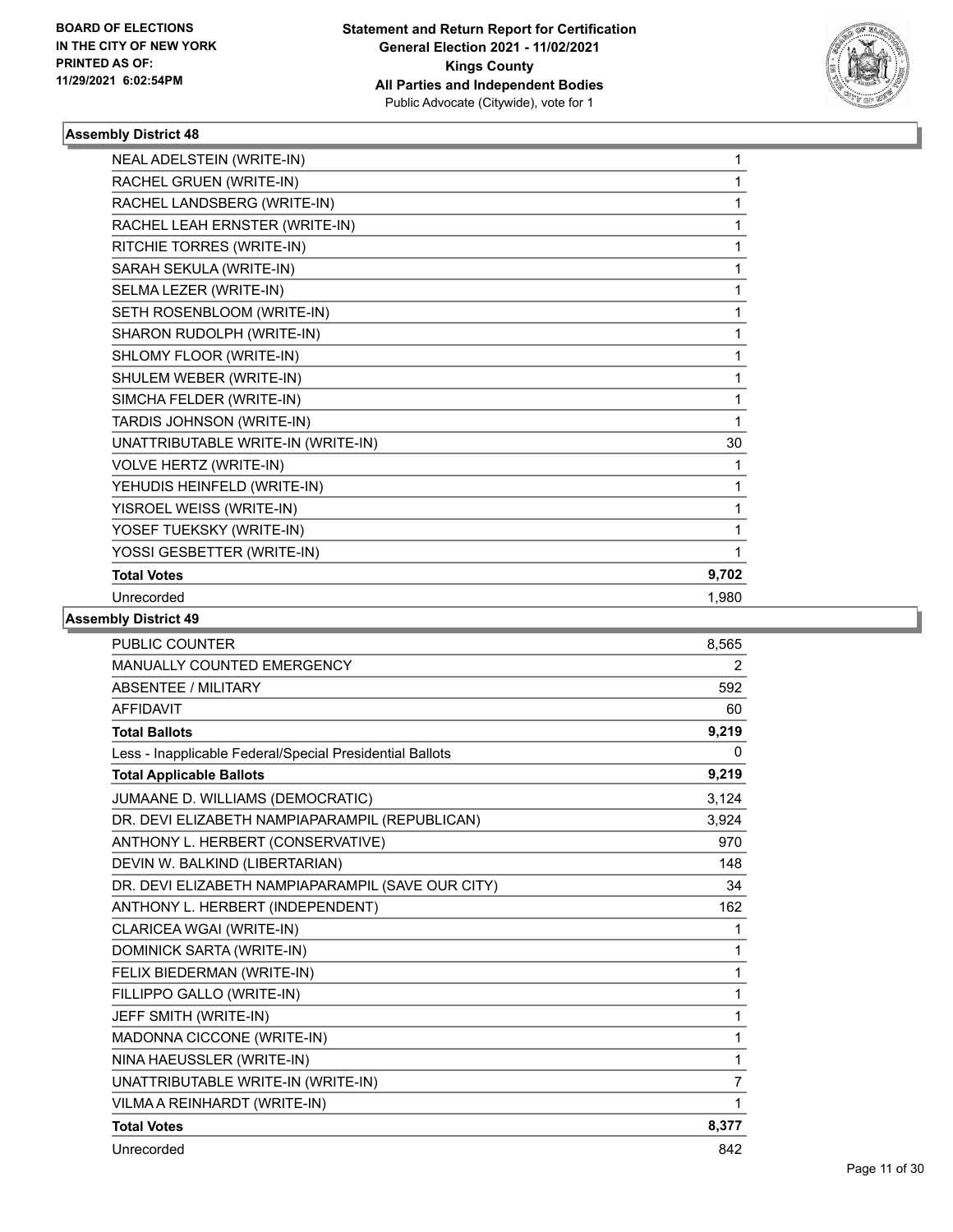BOARD OF ELECTIONS
IN THE CITY OF NEW YORK
PRINTED AS OF:
11/29/2021 6:02:54PM

**Statement and Return Report for Certification**
**General Election 2021 - 11/02/2021**
**Kings County**
**All Parties and Independent Bodies**
Public Advocate (Citywide), vote for 1

### Assembly District 48

| | |
|---|---|
| NEAL ADELSTEIN (WRITE-IN) | 1 |
| RACHEL GRUEN (WRITE-IN) | 1 |
| RACHEL LANDSBERG (WRITE-IN) | 1 |
| RACHEL LEAH ERNSTER (WRITE-IN) | 1 |
| RITCHIE TORRES (WRITE-IN) | 1 |
| SARAH SEKULA (WRITE-IN) | 1 |
| SELMA LEZER (WRITE-IN) | 1 |
| SETH ROSENBLOOM (WRITE-IN) | 1 |
| SHARON RUDOLPH (WRITE-IN) | 1 |
| SHLOMY FLOOR (WRITE-IN) | 1 |
| SHULEM WEBER (WRITE-IN) | 1 |
| SIMCHA FELDER (WRITE-IN) | 1 |
| TARDIS JOHNSON (WRITE-IN) | 1 |
| UNATTRIBUTABLE WRITE-IN (WRITE-IN) | 30 |
| VOLVE HERTZ (WRITE-IN) | 1 |
| YEHUDIS HEINFELD (WRITE-IN) | 1 |
| YISROEL WEISS (WRITE-IN) | 1 |
| YOSEF TUEKSKY (WRITE-IN) | 1 |
| YOSSI GESBETTER (WRITE-IN) | 1 |
| **Total Votes** | **9,702** |
| Unrecorded | 1,980 |

### Assembly District 49

| | |
|---|---|
| PUBLIC COUNTER | 8,565 |
| MANUALLY COUNTED EMERGENCY | 2 |
| ABSENTEE / MILITARY | 592 |
| AFFIDAVIT | 60 |
| **Total Ballots** | **9,219** |
| Less - Inapplicable Federal/Special Presidential Ballots | 0 |
| **Total Applicable Ballots** | **9,219** |
| JUMAANE D. WILLIAMS (DEMOCRATIC) | 3,124 |
| DR. DEVI ELIZABETH NAMPIAPARAMPIL (REPUBLICAN) | 3,924 |
| ANTHONY L. HERBERT (CONSERVATIVE) | 970 |
| DEVIN W. BALKIND (LIBERTARIAN) | 148 |
| DR. DEVI ELIZABETH NAMPIAPARAMPIL (SAVE OUR CITY) | 34 |
| ANTHONY L. HERBERT (INDEPENDENT) | 162 |
| CLARICEA WGAI (WRITE-IN) | 1 |
| DOMINICK SARTA (WRITE-IN) | 1 |
| FELIX BIEDERMAN (WRITE-IN) | 1 |
| FILLIPPO GALLO (WRITE-IN) | 1 |
| JEFF SMITH (WRITE-IN) | 1 |
| MADONNA CICCONE (WRITE-IN) | 1 |
| NINA HAEUSSLER (WRITE-IN) | 1 |
| UNATTRIBUTABLE WRITE-IN (WRITE-IN) | 7 |
| VILMA A REINHARDT (WRITE-IN) | 1 |
| **Total Votes** | **8,377** |
| Unrecorded | 842 |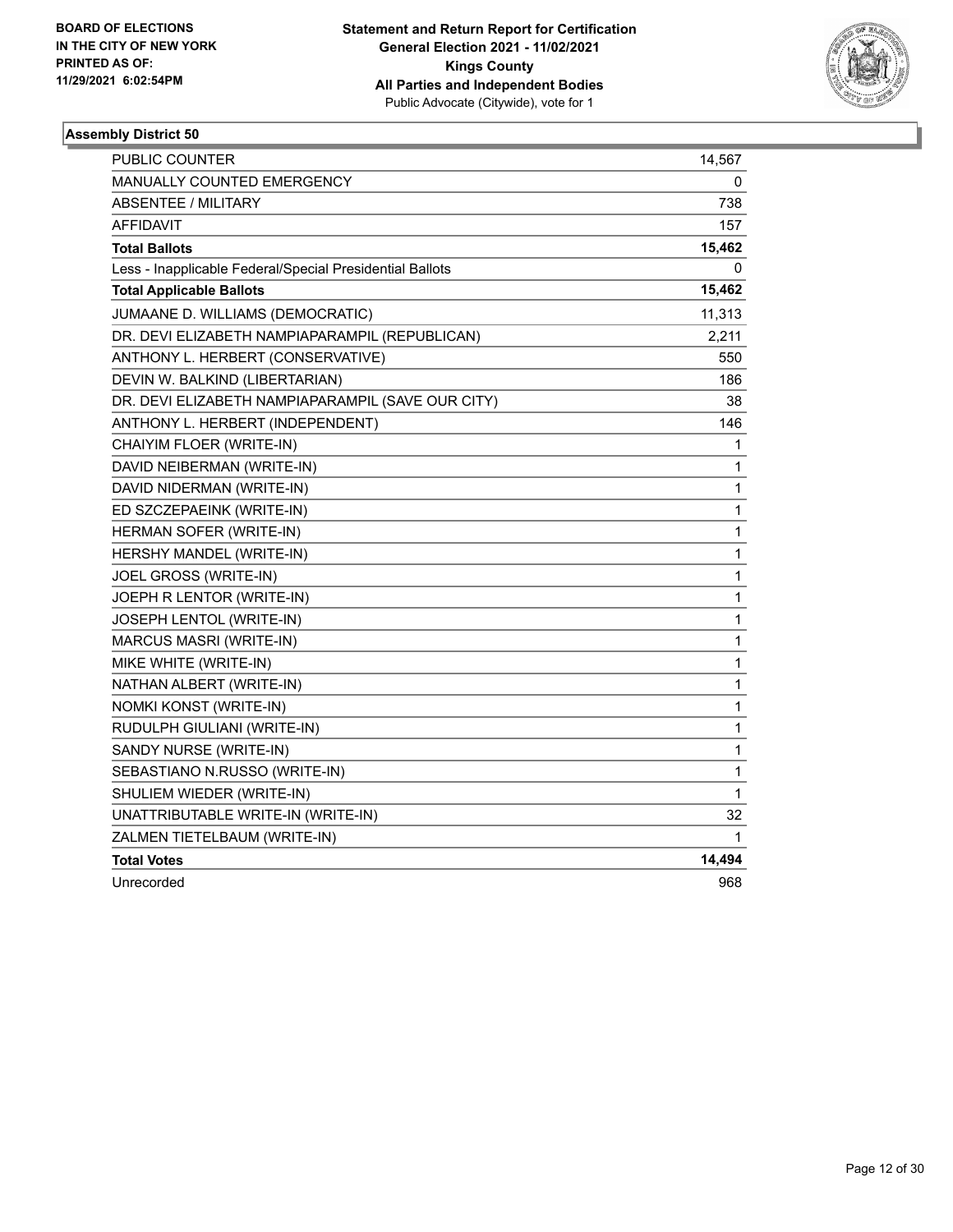BOARD OF ELECTIONS
IN THE CITY OF NEW YORK
PRINTED AS OF:
11/29/2021 6:02:54PM

**Statement and Return Report for Certification**
**General Election 2021 - 11/02/2021**
**Kings County**
**All Parties and Independent Bodies**
Public Advocate (Citywide), vote for 1

### Assembly District 50

| | |
|---|---|
| PUBLIC COUNTER | 14,567 |
| MANUALLY COUNTED EMERGENCY | 0 |
| ABSENTEE / MILITARY | 738 |
| AFFIDAVIT | 157 |
| **Total Ballots** | **15,462** |
| Less - Inapplicable Federal/Special Presidential Ballots | 0 |
| **Total Applicable Ballots** | **15,462** |
| JUMAANE D. WILLIAMS (DEMOCRATIC) | 11,313 |
| DR. DEVI ELIZABETH NAMPIAPARAMPIL (REPUBLICAN) | 2,211 |
| ANTHONY L. HERBERT (CONSERVATIVE) | 550 |
| DEVIN W. BALKIND (LIBERTARIAN) | 186 |
| DR. DEVI ELIZABETH NAMPIAPARAMPIL (SAVE OUR CITY) | 38 |
| ANTHONY L. HERBERT (INDEPENDENT) | 146 |
| CHAIYIM FLOER (WRITE-IN) | 1 |
| DAVID NEIBERMAN (WRITE-IN) | 1 |
| DAVID NIDERMAN (WRITE-IN) | 1 |
| ED SZCZEPAEINK (WRITE-IN) | 1 |
| HERMAN SOFER (WRITE-IN) | 1 |
| HERSHY MANDEL (WRITE-IN) | 1 |
| JOEL GROSS (WRITE-IN) | 1 |
| JOEPH R LENTOR (WRITE-IN) | 1 |
| JOSEPH LENTOL (WRITE-IN) | 1 |
| MARCUS MASRI (WRITE-IN) | 1 |
| MIKE WHITE (WRITE-IN) | 1 |
| NATHAN ALBERT (WRITE-IN) | 1 |
| NOMKI KONST (WRITE-IN) | 1 |
| RUDULPH GIULIANI (WRITE-IN) | 1 |
| SANDY NURSE (WRITE-IN) | 1 |
| SEBASTIANO N.RUSSO (WRITE-IN) | 1 |
| SHULIEM WIEDER (WRITE-IN) | 1 |
| UNATTRIBUTABLE WRITE-IN (WRITE-IN) | 32 |
| ZALMEN TIETELBAUM (WRITE-IN) | 1 |
| **Total Votes** | **14,494** |
| Unrecorded | 968 |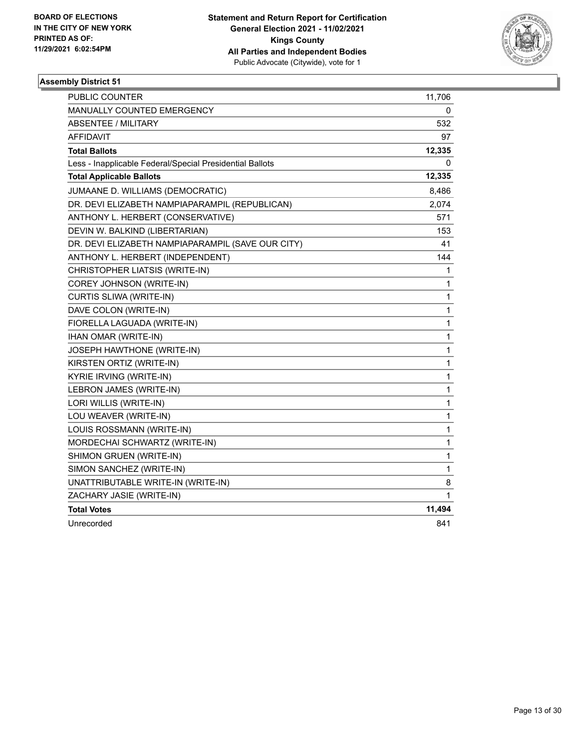BOARD OF ELECTIONS
IN THE CITY OF NEW YORK
PRINTED AS OF:
11/29/2021 6:02:54PM

**Statement and Return Report for Certification**
**General Election 2021 - 11/02/2021**
**Kings County**
**All Parties and Independent Bodies**
Public Advocate (Citywide), vote for 1

### Assembly District 51

| | |
|---|---|
| PUBLIC COUNTER | 11,706 |
| MANUALLY COUNTED EMERGENCY | 0 |
| ABSENTEE / MILITARY | 532 |
| AFFIDAVIT | 97 |
| **Total Ballots** | **12,335** |
| Less - Inapplicable Federal/Special Presidential Ballots | 0 |
| **Total Applicable Ballots** | **12,335** |
| JUMAANE D. WILLIAMS (DEMOCRATIC) | 8,486 |
| DR. DEVI ELIZABETH NAMPIAPARAMPIL (REPUBLICAN) | 2,074 |
| ANTHONY L. HERBERT (CONSERVATIVE) | 571 |
| DEVIN W. BALKIND (LIBERTARIAN) | 153 |
| DR. DEVI ELIZABETH NAMPIAPARAMPIL (SAVE OUR CITY) | 41 |
| ANTHONY L. HERBERT (INDEPENDENT) | 144 |
| CHRISTOPHER LIATSIS (WRITE-IN) | 1 |
| COREY JOHNSON (WRITE-IN) | 1 |
| CURTIS SLIWA (WRITE-IN) | 1 |
| DAVE COLON (WRITE-IN) | 1 |
| FIORELLA LAGUADA (WRITE-IN) | 1 |
| IHAN OMAR (WRITE-IN) | 1 |
| JOSEPH HAWTHONE (WRITE-IN) | 1 |
| KIRSTEN ORTIZ (WRITE-IN) | 1 |
| KYRIE IRVING (WRITE-IN) | 1 |
| LEBRON JAMES (WRITE-IN) | 1 |
| LORI WILLIS (WRITE-IN) | 1 |
| LOU WEAVER (WRITE-IN) | 1 |
| LOUIS ROSSMANN (WRITE-IN) | 1 |
| MORDECHAI SCHWARTZ (WRITE-IN) | 1 |
| SHIMON GRUEN (WRITE-IN) | 1 |
| SIMON SANCHEZ (WRITE-IN) | 1 |
| UNATTRIBUTABLE WRITE-IN (WRITE-IN) | 8 |
| ZACHARY JASIE (WRITE-IN) | 1 |
| **Total Votes** | **11,494** |
| Unrecorded | 841 |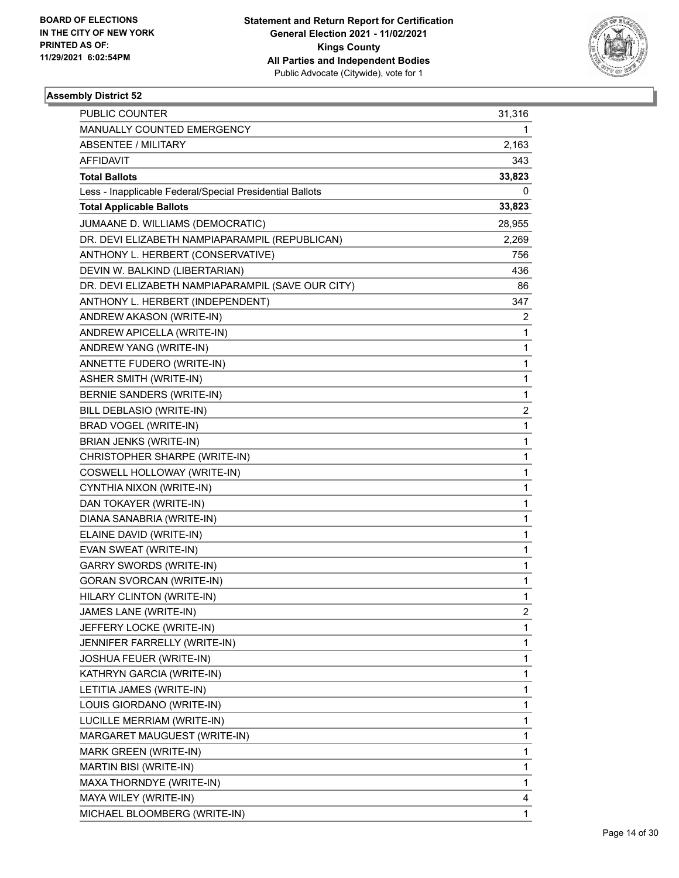**BOARD OF ELECTIONS IN THE CITY OF NEW YORK PRINTED AS OF: 11/29/2021 6:02:54PM**

**Statement and Return Report for Certification General Election 2021 - 11/02/2021 Kings County All Parties and Independent Bodies**
Public Advocate (Citywide), vote for 1

### Assembly District 52

| | |
|---|---|
| PUBLIC COUNTER | 31,316 |
| MANUALLY COUNTED EMERGENCY | 1 |
| ABSENTEE / MILITARY | 2,163 |
| AFFIDAVIT | 343 |
| **Total Ballots** | **33,823** |
| Less - Inapplicable Federal/Special Presidential Ballots | 0 |
| **Total Applicable Ballots** | **33,823** |
| JUMAANE D. WILLIAMS (DEMOCRATIC) | 28,955 |
| DR. DEVI ELIZABETH NAMPIAPARAMPIL (REPUBLICAN) | 2,269 |
| ANTHONY L. HERBERT (CONSERVATIVE) | 756 |
| DEVIN W. BALKIND (LIBERTARIAN) | 436 |
| DR. DEVI ELIZABETH NAMPIAPARAMPIL (SAVE OUR CITY) | 86 |
| ANTHONY L. HERBERT (INDEPENDENT) | 347 |
| ANDREW AKASON (WRITE-IN) | 2 |
| ANDREW APICELLA (WRITE-IN) | 1 |
| ANDREW YANG (WRITE-IN) | 1 |
| ANNETTE FUDERO (WRITE-IN) | 1 |
| ASHER SMITH (WRITE-IN) | 1 |
| BERNIE SANDERS (WRITE-IN) | 1 |
| BILL DEBLASIO (WRITE-IN) | 2 |
| BRAD VOGEL (WRITE-IN) | 1 |
| BRIAN JENKS (WRITE-IN) | 1 |
| CHRISTOPHER SHARPE (WRITE-IN) | 1 |
| COSWELL HOLLOWAY (WRITE-IN) | 1 |
| CYNTHIA NIXON (WRITE-IN) | 1 |
| DAN TOKAYER (WRITE-IN) | 1 |
| DIANA SANABRIA (WRITE-IN) | 1 |
| ELAINE DAVID (WRITE-IN) | 1 |
| EVAN SWEAT (WRITE-IN) | 1 |
| GARRY SWORDS (WRITE-IN) | 1 |
| GORAN SVORCAN (WRITE-IN) | 1 |
| HILARY CLINTON (WRITE-IN) | 1 |
| JAMES LANE (WRITE-IN) | 2 |
| JEFFERY LOCKE (WRITE-IN) | 1 |
| JENNIFER FARRELLY (WRITE-IN) | 1 |
| JOSHUA FEUER (WRITE-IN) | 1 |
| KATHRYN GARCIA (WRITE-IN) | 1 |
| LETITIA JAMES (WRITE-IN) | 1 |
| LOUIS GIORDANO (WRITE-IN) | 1 |
| LUCILLE MERRIAM (WRITE-IN) | 1 |
| MARGARET MAUGUEST (WRITE-IN) | 1 |
| MARK GREEN (WRITE-IN) | 1 |
| MARTIN BISI (WRITE-IN) | 1 |
| MAXA THORNDYE (WRITE-IN) | 1 |
| MAYA WILEY (WRITE-IN) | 4 |
| MICHAEL BLOOMBERG (WRITE-IN) | 1 |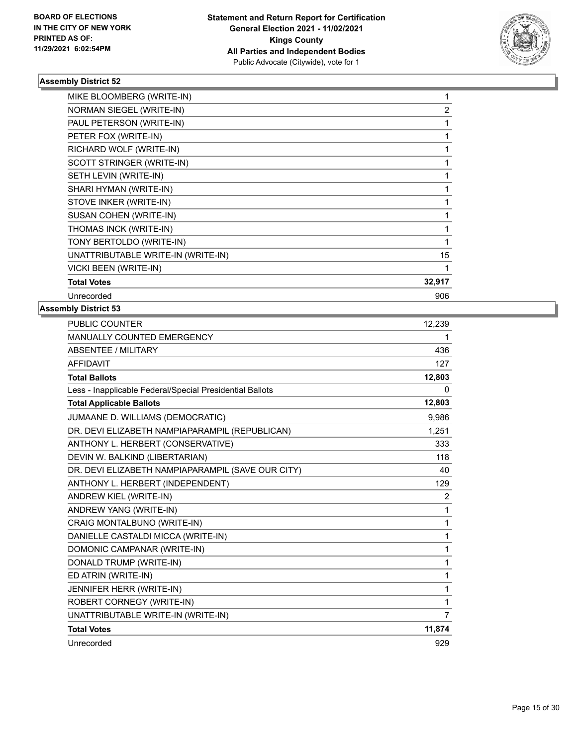### Assembly District 52

| | |
|---|---|
| MIKE BLOOMBERG (WRITE-IN) | 1 |
| NORMAN SIEGEL (WRITE-IN) | 2 |
| PAUL PETERSON (WRITE-IN) | 1 |
| PETER FOX (WRITE-IN) | 1 |
| RICHARD WOLF (WRITE-IN) | 1 |
| SCOTT STRINGER (WRITE-IN) | 1 |
| SETH LEVIN (WRITE-IN) | 1 |
| SHARI HYMAN (WRITE-IN) | 1 |
| STOVE INKER (WRITE-IN) | 1 |
| SUSAN COHEN (WRITE-IN) | 1 |
| THOMAS INCK (WRITE-IN) | 1 |
| TONY BERTOLDO (WRITE-IN) | 1 |
| UNATTRIBUTABLE WRITE-IN (WRITE-IN) | 15 |
| VICKI BEEN (WRITE-IN) | 1 |
| **Total Votes** | **32,917** |
| Unrecorded | 906 |

### Assembly District 53

| | |
|---|---|
| PUBLIC COUNTER | 12,239 |
| MANUALLY COUNTED EMERGENCY | 1 |
| ABSENTEE / MILITARY | 436 |
| AFFIDAVIT | 127 |
| **Total Ballots** | **12,803** |
| Less - Inapplicable Federal/Special Presidential Ballots | 0 |
| **Total Applicable Ballots** | **12,803** |
| JUMAANE D. WILLIAMS (DEMOCRATIC) | 9,986 |
| DR. DEVI ELIZABETH NAMPIAPARAMPIL (REPUBLICAN) | 1,251 |
| ANTHONY L. HERBERT (CONSERVATIVE) | 333 |
| DEVIN W. BALKIND (LIBERTARIAN) | 118 |
| DR. DEVI ELIZABETH NAMPIAPARAMPIL (SAVE OUR CITY) | 40 |
| ANTHONY L. HERBERT (INDEPENDENT) | 129 |
| ANDREW KIEL (WRITE-IN) | 2 |
| ANDREW YANG (WRITE-IN) | 1 |
| CRAIG MONTALBUNO (WRITE-IN) | 1 |
| DANIELLE CASTALDI MICCA (WRITE-IN) | 1 |
| DOMONIC CAMPANAR (WRITE-IN) | 1 |
| DONALD TRUMP (WRITE-IN) | 1 |
| ED ATRIN (WRITE-IN) | 1 |
| JENNIFER HERR (WRITE-IN) | 1 |
| ROBERT CORNEGY (WRITE-IN) | 1 |
| UNATTRIBUTABLE WRITE-IN (WRITE-IN) | 7 |
| **Total Votes** | **11,874** |
| Unrecorded | 929 |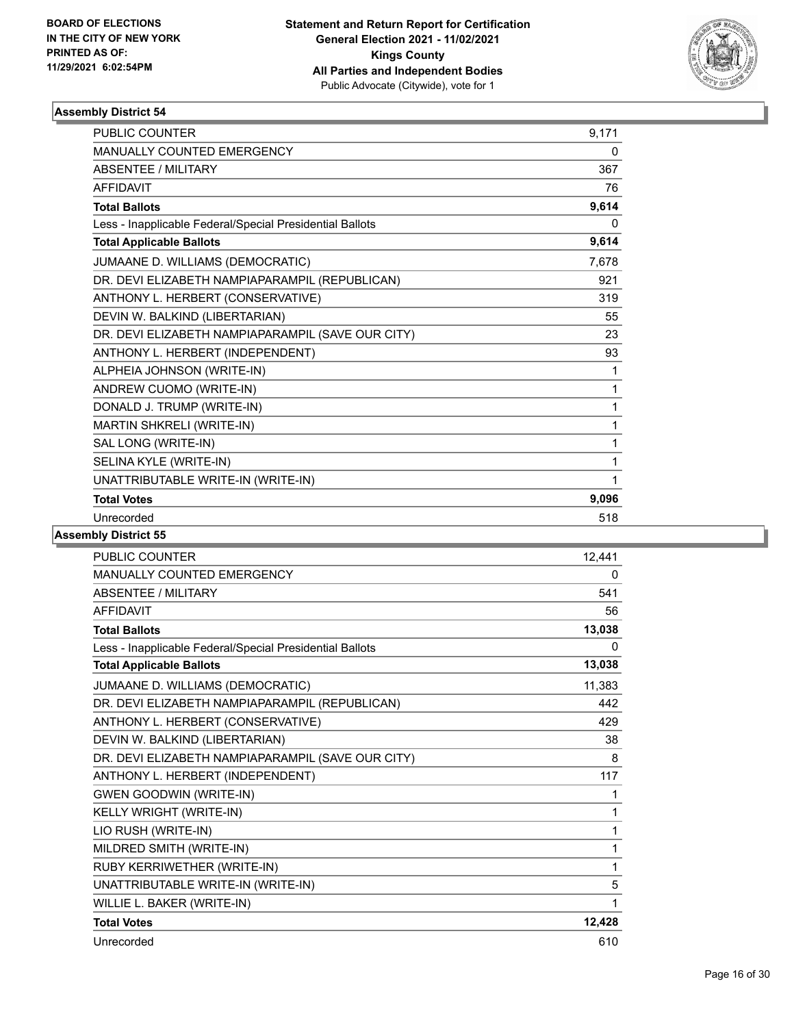BOARD OF ELECTIONS
IN THE CITY OF NEW YORK
PRINTED AS OF:
11/29/2021 6:02:54PM

**Statement and Return Report for Certification**
**General Election 2021 - 11/02/2021**
**Kings County**
**All Parties and Independent Bodies**
Public Advocate (Citywide), vote for 1

### Assembly District 54

| | |
|---|---|
| PUBLIC COUNTER | 9,171 |
| MANUALLY COUNTED EMERGENCY | 0 |
| ABSENTEE / MILITARY | 367 |
| AFFIDAVIT | 76 |
| **Total Ballots** | **9,614** |
| Less - Inapplicable Federal/Special Presidential Ballots | 0 |
| **Total Applicable Ballots** | **9,614** |
| JUMAANE D. WILLIAMS (DEMOCRATIC) | 7,678 |
| DR. DEVI ELIZABETH NAMPIAPARAMPIL (REPUBLICAN) | 921 |
| ANTHONY L. HERBERT (CONSERVATIVE) | 319 |
| DEVIN W. BALKIND (LIBERTARIAN) | 55 |
| DR. DEVI ELIZABETH NAMPIAPARAMPIL (SAVE OUR CITY) | 23 |
| ANTHONY L. HERBERT (INDEPENDENT) | 93 |
| ALPHEIA JOHNSON (WRITE-IN) | 1 |
| ANDREW CUOMO (WRITE-IN) | 1 |
| DONALD J. TRUMP (WRITE-IN) | 1 |
| MARTIN SHKRELI (WRITE-IN) | 1 |
| SAL LONG (WRITE-IN) | 1 |
| SELINA KYLE (WRITE-IN) | 1 |
| UNATTRIBUTABLE WRITE-IN (WRITE-IN) | 1 |
| **Total Votes** | **9,096** |
| Unrecorded | 518 |

### Assembly District 55

| | |
|---|---|
| PUBLIC COUNTER | 12,441 |
| MANUALLY COUNTED EMERGENCY | 0 |
| ABSENTEE / MILITARY | 541 |
| AFFIDAVIT | 56 |
| **Total Ballots** | **13,038** |
| Less - Inapplicable Federal/Special Presidential Ballots | 0 |
| **Total Applicable Ballots** | **13,038** |
| JUMAANE D. WILLIAMS (DEMOCRATIC) | 11,383 |
| DR. DEVI ELIZABETH NAMPIAPARAMPIL (REPUBLICAN) | 442 |
| ANTHONY L. HERBERT (CONSERVATIVE) | 429 |
| DEVIN W. BALKIND (LIBERTARIAN) | 38 |
| DR. DEVI ELIZABETH NAMPIAPARAMPIL (SAVE OUR CITY) | 8 |
| ANTHONY L. HERBERT (INDEPENDENT) | 117 |
| GWEN GOODWIN (WRITE-IN) | 1 |
| KELLY WRIGHT (WRITE-IN) | 1 |
| LIO RUSH (WRITE-IN) | 1 |
| MILDRED SMITH (WRITE-IN) | 1 |
| RUBY KERRIWETHER (WRITE-IN) | 1 |
| UNATTRIBUTABLE WRITE-IN (WRITE-IN) | 5 |
| WILLIE L. BAKER (WRITE-IN) | 1 |
| **Total Votes** | **12,428** |
| Unrecorded | 610 |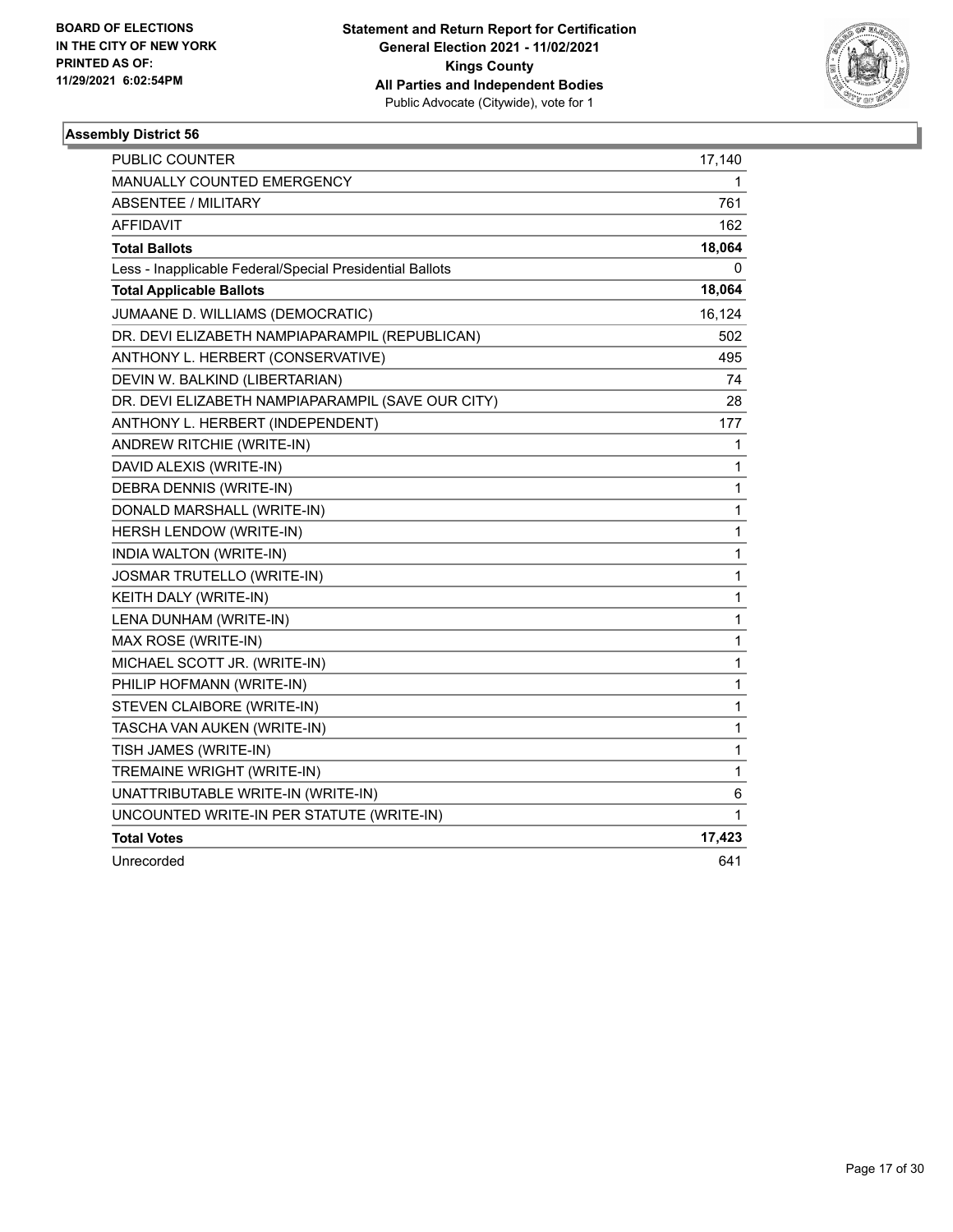**BOARD OF ELECTIONS IN THE CITY OF NEW YORK PRINTED AS OF: 11/29/2021 6:02:54PM**

**Statement and Return Report for Certification**
**General Election 2021 - 11/02/2021**
**Kings County**
**All Parties and Independent Bodies**
Public Advocate (Citywide), vote for 1

### Assembly District 56

| | |
|---|---|
| PUBLIC COUNTER | 17,140 |
| MANUALLY COUNTED EMERGENCY | 1 |
| ABSENTEE / MILITARY | 761 |
| AFFIDAVIT | 162 |
| **Total Ballots** | **18,064** |
| Less - Inapplicable Federal/Special Presidential Ballots | 0 |
| **Total Applicable Ballots** | **18,064** |
| JUMAANE D. WILLIAMS (DEMOCRATIC) | 16,124 |
| DR. DEVI ELIZABETH NAMPIAPARAMPIL (REPUBLICAN) | 502 |
| ANTHONY L. HERBERT (CONSERVATIVE) | 495 |
| DEVIN W. BALKIND (LIBERTARIAN) | 74 |
| DR. DEVI ELIZABETH NAMPIAPARAMPIL (SAVE OUR CITY) | 28 |
| ANTHONY L. HERBERT (INDEPENDENT) | 177 |
| ANDREW RITCHIE (WRITE-IN) | 1 |
| DAVID ALEXIS (WRITE-IN) | 1 |
| DEBRA DENNIS (WRITE-IN) | 1 |
| DONALD MARSHALL (WRITE-IN) | 1 |
| HERSH LENDOW (WRITE-IN) | 1 |
| INDIA WALTON (WRITE-IN) | 1 |
| JOSMAR TRUTELLO (WRITE-IN) | 1 |
| KEITH DALY (WRITE-IN) | 1 |
| LENA DUNHAM (WRITE-IN) | 1 |
| MAX ROSE (WRITE-IN) | 1 |
| MICHAEL SCOTT JR. (WRITE-IN) | 1 |
| PHILIP HOFMANN (WRITE-IN) | 1 |
| STEVEN CLAIBORE (WRITE-IN) | 1 |
| TASCHA VAN AUKEN (WRITE-IN) | 1 |
| TISH JAMES (WRITE-IN) | 1 |
| TREMAINE WRIGHT (WRITE-IN) | 1 |
| UNATTRIBUTABLE WRITE-IN (WRITE-IN) | 6 |
| UNCOUNTED WRITE-IN PER STATUTE (WRITE-IN) | 1 |
| **Total Votes** | **17,423** |
| Unrecorded | 641 |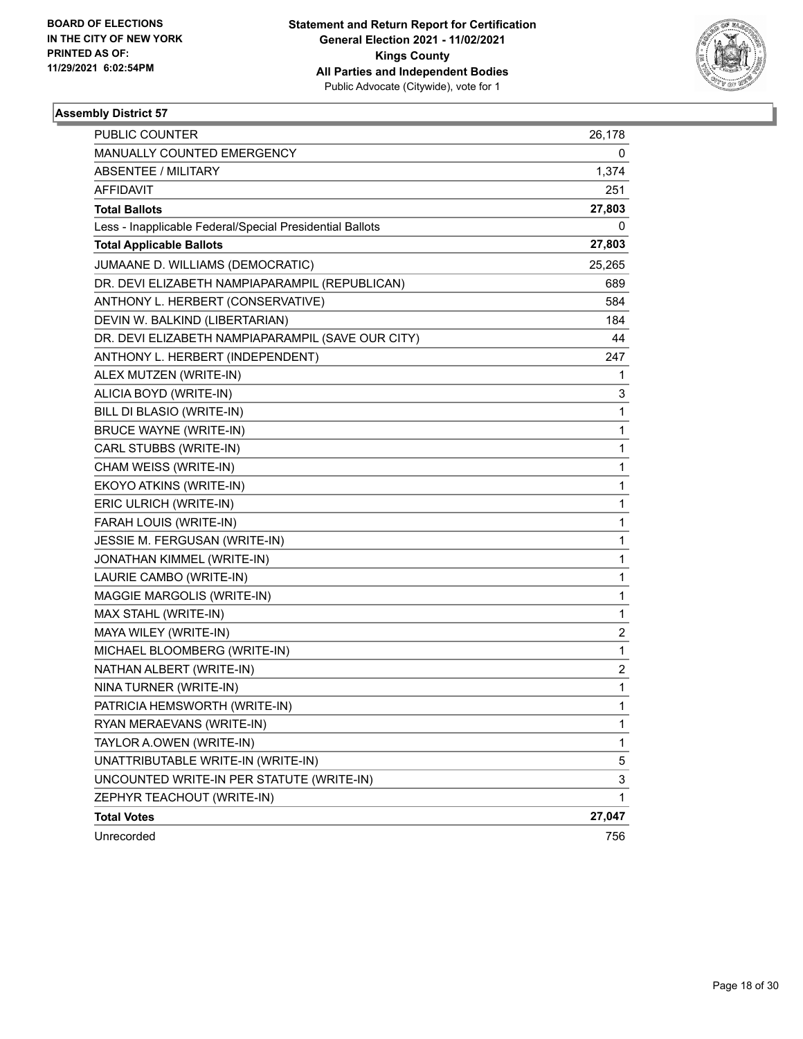**BOARD OF ELECTIONS IN THE CITY OF NEW YORK PRINTED AS OF: 11/29/2021 6:02:54PM**

**Statement and Return Report for Certification General Election 2021 - 11/02/2021 Kings County All Parties and Independent Bodies**
Public Advocate (Citywide), vote for 1

### Assembly District 57

| | |
|---|---|
| PUBLIC COUNTER | 26,178 |
| MANUALLY COUNTED EMERGENCY | 0 |
| ABSENTEE / MILITARY | 1,374 |
| AFFIDAVIT | 251 |
| **Total Ballots** | **27,803** |
| Less - Inapplicable Federal/Special Presidential Ballots | 0 |
| **Total Applicable Ballots** | **27,803** |
| JUMAANE D. WILLIAMS (DEMOCRATIC) | 25,265 |
| DR. DEVI ELIZABETH NAMPIAPARAMPIL (REPUBLICAN) | 689 |
| ANTHONY L. HERBERT (CONSERVATIVE) | 584 |
| DEVIN W. BALKIND (LIBERTARIAN) | 184 |
| DR. DEVI ELIZABETH NAMPIAPARAMPIL (SAVE OUR CITY) | 44 |
| ANTHONY L. HERBERT (INDEPENDENT) | 247 |
| ALEX MUTZEN (WRITE-IN) | 1 |
| ALICIA BOYD (WRITE-IN) | 3 |
| BILL DI BLASIO (WRITE-IN) | 1 |
| BRUCE WAYNE (WRITE-IN) | 1 |
| CARL STUBBS (WRITE-IN) | 1 |
| CHAM WEISS (WRITE-IN) | 1 |
| EKOYO ATKINS (WRITE-IN) | 1 |
| ERIC ULRICH (WRITE-IN) | 1 |
| FARAH LOUIS (WRITE-IN) | 1 |
| JESSIE M. FERGUSAN (WRITE-IN) | 1 |
| JONATHAN KIMMEL (WRITE-IN) | 1 |
| LAURIE CAMBO (WRITE-IN) | 1 |
| MAGGIE MARGOLIS (WRITE-IN) | 1 |
| MAX STAHL (WRITE-IN) | 1 |
| MAYA WILEY (WRITE-IN) | 2 |
| MICHAEL BLOOMBERG (WRITE-IN) | 1 |
| NATHAN ALBERT (WRITE-IN) | 2 |
| NINA TURNER (WRITE-IN) | 1 |
| PATRICIA HEMSWORTH (WRITE-IN) | 1 |
| RYAN MERAEVANS (WRITE-IN) | 1 |
| TAYLOR A.OWEN (WRITE-IN) | 1 |
| UNATTRIBUTABLE WRITE-IN (WRITE-IN) | 5 |
| UNCOUNTED WRITE-IN PER STATUTE (WRITE-IN) | 3 |
| ZEPHYR TEACHOUT (WRITE-IN) | 1 |
| **Total Votes** | **27,047** |
| Unrecorded | 756 |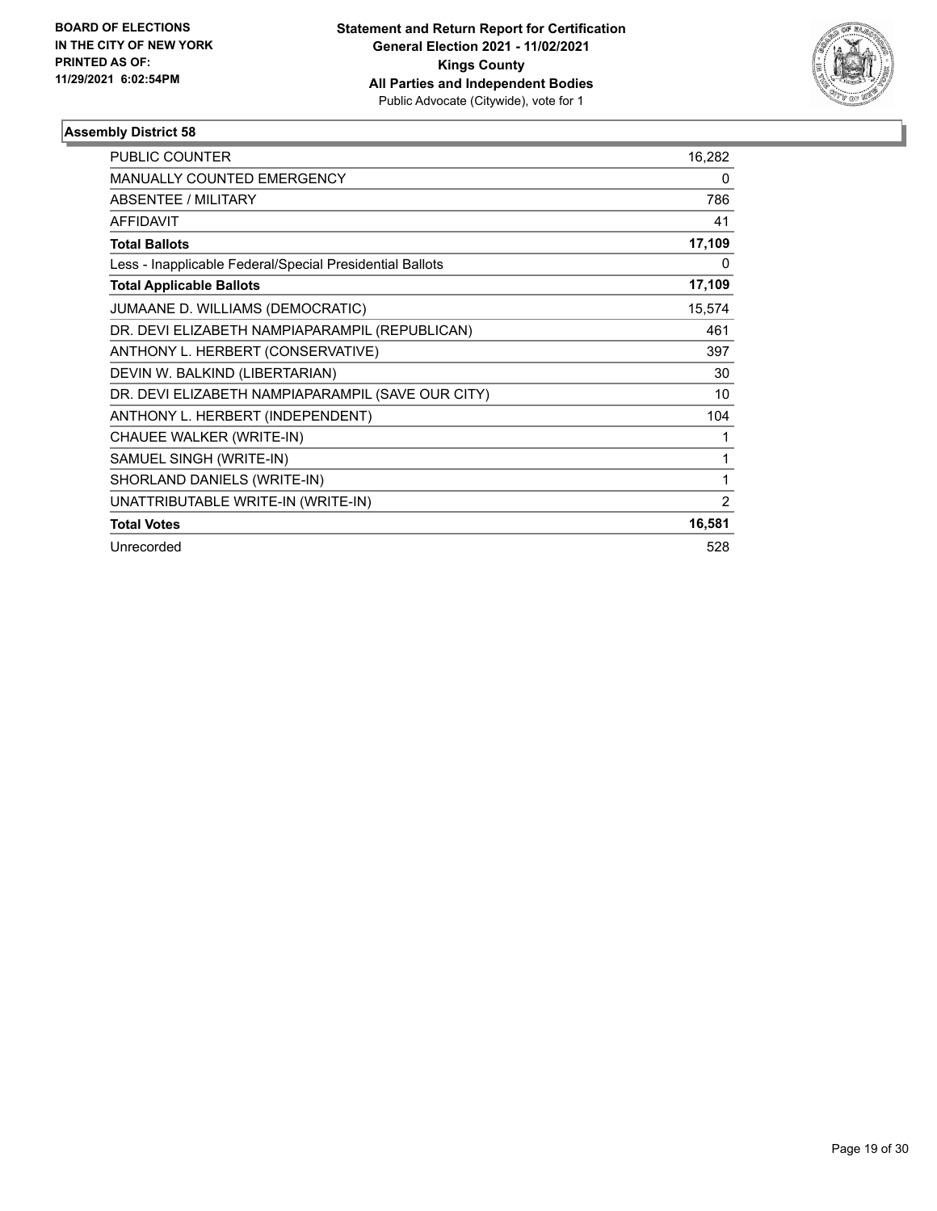**BOARD OF ELECTIONS IN THE CITY OF NEW YORK PRINTED AS OF: 11/29/2021 6:02:54PM**

**Statement and Return Report for Certification General Election 2021 - 11/02/2021 Kings County All Parties and Independent Bodies**
Public Advocate (Citywide), vote for 1

### Assembly District 58

| | |
|---|---|
| PUBLIC COUNTER | 16,282 |
| MANUALLY COUNTED EMERGENCY | 0 |
| ABSENTEE / MILITARY | 786 |
| AFFIDAVIT | 41 |
| **Total Ballots** | **17,109** |
| Less - Inapplicable Federal/Special Presidential Ballots | 0 |
| **Total Applicable Ballots** | **17,109** |
| JUMAANE D. WILLIAMS (DEMOCRATIC) | 15,574 |
| DR. DEVI ELIZABETH NAMPIAPARAMPIL (REPUBLICAN) | 461 |
| ANTHONY L. HERBERT (CONSERVATIVE) | 397 |
| DEVIN W. BALKIND (LIBERTARIAN) | 30 |
| DR. DEVI ELIZABETH NAMPIAPARAMPIL (SAVE OUR CITY) | 10 |
| ANTHONY L. HERBERT (INDEPENDENT) | 104 |
| CHAUEE WALKER (WRITE-IN) | 1 |
| SAMUEL SINGH (WRITE-IN) | 1 |
| SHORLAND DANIELS (WRITE-IN) | 1 |
| UNATTRIBUTABLE WRITE-IN (WRITE-IN) | 2 |
| **Total Votes** | **16,581** |
| Unrecorded | 528 |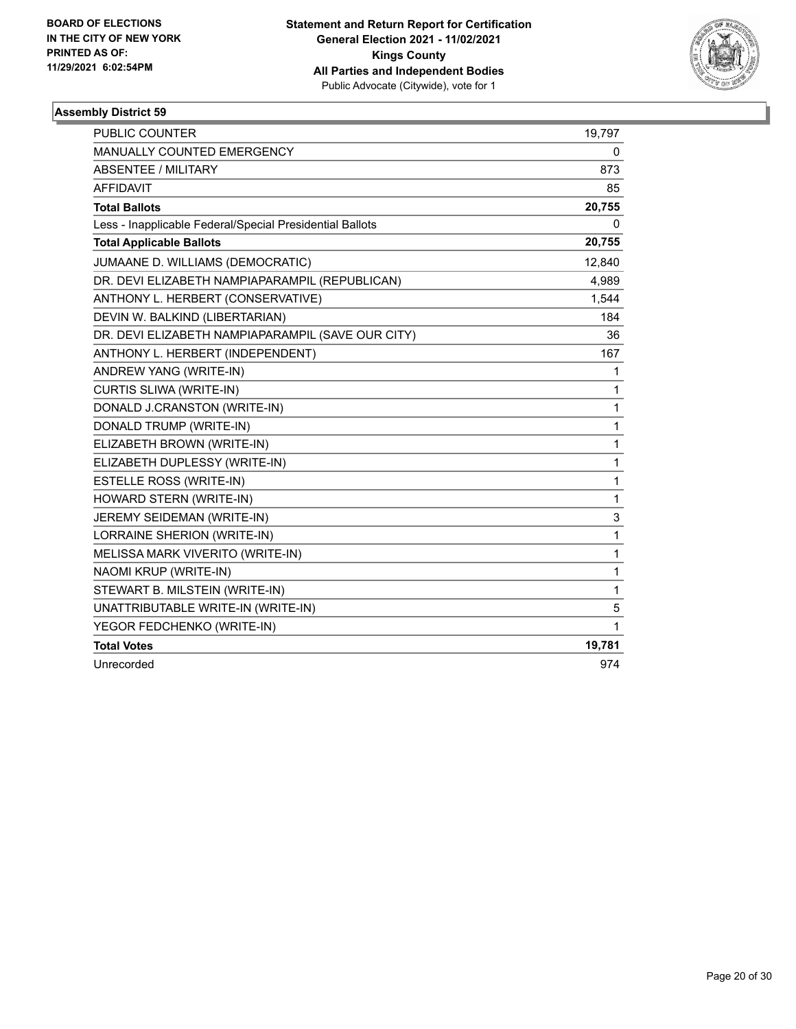BOARD OF ELECTIONS
IN THE CITY OF NEW YORK
PRINTED AS OF:
11/29/2021 6:02:54PM

**Statement and Return Report for Certification**
**General Election 2021 - 11/02/2021**
**Kings County**
**All Parties and Independent Bodies**
Public Advocate (Citywide), vote for 1

### Assembly District 59

| | |
|---|---|
| PUBLIC COUNTER | 19,797 |
| MANUALLY COUNTED EMERGENCY | 0 |
| ABSENTEE / MILITARY | 873 |
| AFFIDAVIT | 85 |
| **Total Ballots** | **20,755** |
| Less - Inapplicable Federal/Special Presidential Ballots | 0 |
| **Total Applicable Ballots** | **20,755** |
| JUMAANE D. WILLIAMS (DEMOCRATIC) | 12,840 |
| DR. DEVI ELIZABETH NAMPIAPARAMPIL (REPUBLICAN) | 4,989 |
| ANTHONY L. HERBERT (CONSERVATIVE) | 1,544 |
| DEVIN W. BALKIND (LIBERTARIAN) | 184 |
| DR. DEVI ELIZABETH NAMPIAPARAMPIL (SAVE OUR CITY) | 36 |
| ANTHONY L. HERBERT (INDEPENDENT) | 167 |
| ANDREW YANG (WRITE-IN) | 1 |
| CURTIS SLIWA (WRITE-IN) | 1 |
| DONALD J.CRANSTON (WRITE-IN) | 1 |
| DONALD TRUMP (WRITE-IN) | 1 |
| ELIZABETH BROWN (WRITE-IN) | 1 |
| ELIZABETH DUPLESSY (WRITE-IN) | 1 |
| ESTELLE ROSS (WRITE-IN) | 1 |
| HOWARD STERN (WRITE-IN) | 1 |
| JEREMY SEIDEMAN (WRITE-IN) | 3 |
| LORRAINE SHERION (WRITE-IN) | 1 |
| MELISSA MARK VIVERITO (WRITE-IN) | 1 |
| NAOMI KRUP (WRITE-IN) | 1 |
| STEWART B. MILSTEIN (WRITE-IN) | 1 |
| UNATTRIBUTABLE WRITE-IN (WRITE-IN) | 5 |
| YEGOR FEDCHENKO (WRITE-IN) | 1 |
| **Total Votes** | **19,781** |
| Unrecorded | 974 |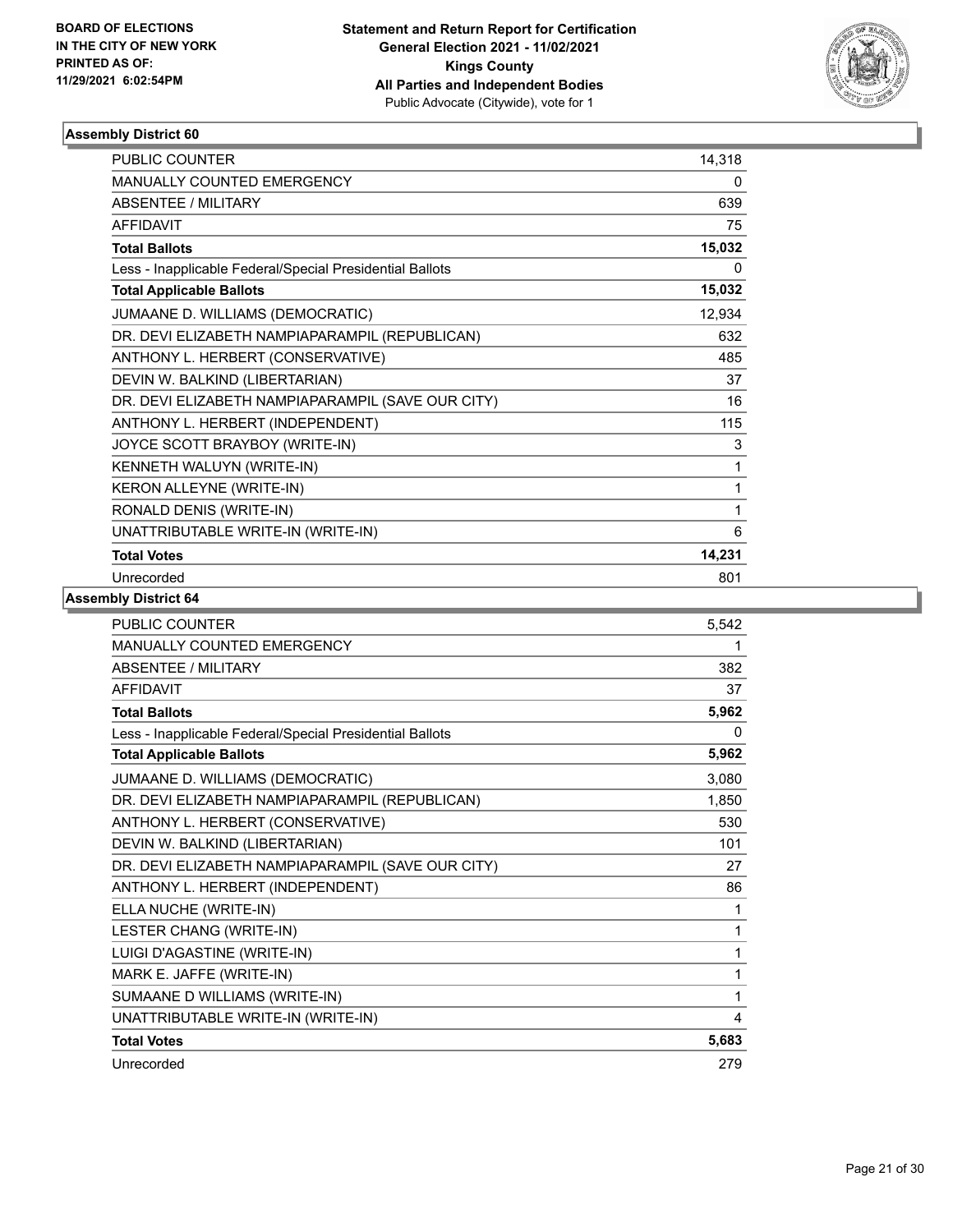BOARD OF ELECTIONS
IN THE CITY OF NEW YORK
PRINTED AS OF:
11/29/2021 6:02:54PM

**Statement and Return Report for Certification**
**General Election 2021 - 11/02/2021**
**Kings County**
**All Parties and Independent Bodies**
Public Advocate (Citywide), vote for 1

### Assembly District 60

| | |
|---|---|
| PUBLIC COUNTER | 14,318 |
| MANUALLY COUNTED EMERGENCY | 0 |
| ABSENTEE / MILITARY | 639 |
| AFFIDAVIT | 75 |
| **Total Ballots** | **15,032** |
| Less - Inapplicable Federal/Special Presidential Ballots | 0 |
| **Total Applicable Ballots** | **15,032** |
| JUMAANE D. WILLIAMS (DEMOCRATIC) | 12,934 |
| DR. DEVI ELIZABETH NAMPIAPARAMPIL (REPUBLICAN) | 632 |
| ANTHONY L. HERBERT (CONSERVATIVE) | 485 |
| DEVIN W. BALKIND (LIBERTARIAN) | 37 |
| DR. DEVI ELIZABETH NAMPIAPARAMPIL (SAVE OUR CITY) | 16 |
| ANTHONY L. HERBERT (INDEPENDENT) | 115 |
| JOYCE SCOTT BRAYBOY (WRITE-IN) | 3 |
| KENNETH WALUYN (WRITE-IN) | 1 |
| KERON ALLEYNE (WRITE-IN) | 1 |
| RONALD DENIS (WRITE-IN) | 1 |
| UNATTRIBUTABLE WRITE-IN (WRITE-IN) | 6 |
| **Total Votes** | **14,231** |
| Unrecorded | 801 |

### Assembly District 64

| | |
|---|---|
| PUBLIC COUNTER | 5,542 |
| MANUALLY COUNTED EMERGENCY | 1 |
| ABSENTEE / MILITARY | 382 |
| AFFIDAVIT | 37 |
| **Total Ballots** | **5,962** |
| Less - Inapplicable Federal/Special Presidential Ballots | 0 |
| **Total Applicable Ballots** | **5,962** |
| JUMAANE D. WILLIAMS (DEMOCRATIC) | 3,080 |
| DR. DEVI ELIZABETH NAMPIAPARAMPIL (REPUBLICAN) | 1,850 |
| ANTHONY L. HERBERT (CONSERVATIVE) | 530 |
| DEVIN W. BALKIND (LIBERTARIAN) | 101 |
| DR. DEVI ELIZABETH NAMPIAPARAMPIL (SAVE OUR CITY) | 27 |
| ANTHONY L. HERBERT (INDEPENDENT) | 86 |
| ELLA NUCHE (WRITE-IN) | 1 |
| LESTER CHANG (WRITE-IN) | 1 |
| LUIGI D'AGASTINE (WRITE-IN) | 1 |
| MARK E. JAFFE (WRITE-IN) | 1 |
| SUMAANE D WILLIAMS (WRITE-IN) | 1 |
| UNATTRIBUTABLE WRITE-IN (WRITE-IN) | 4 |
| **Total Votes** | **5,683** |
| Unrecorded | 279 |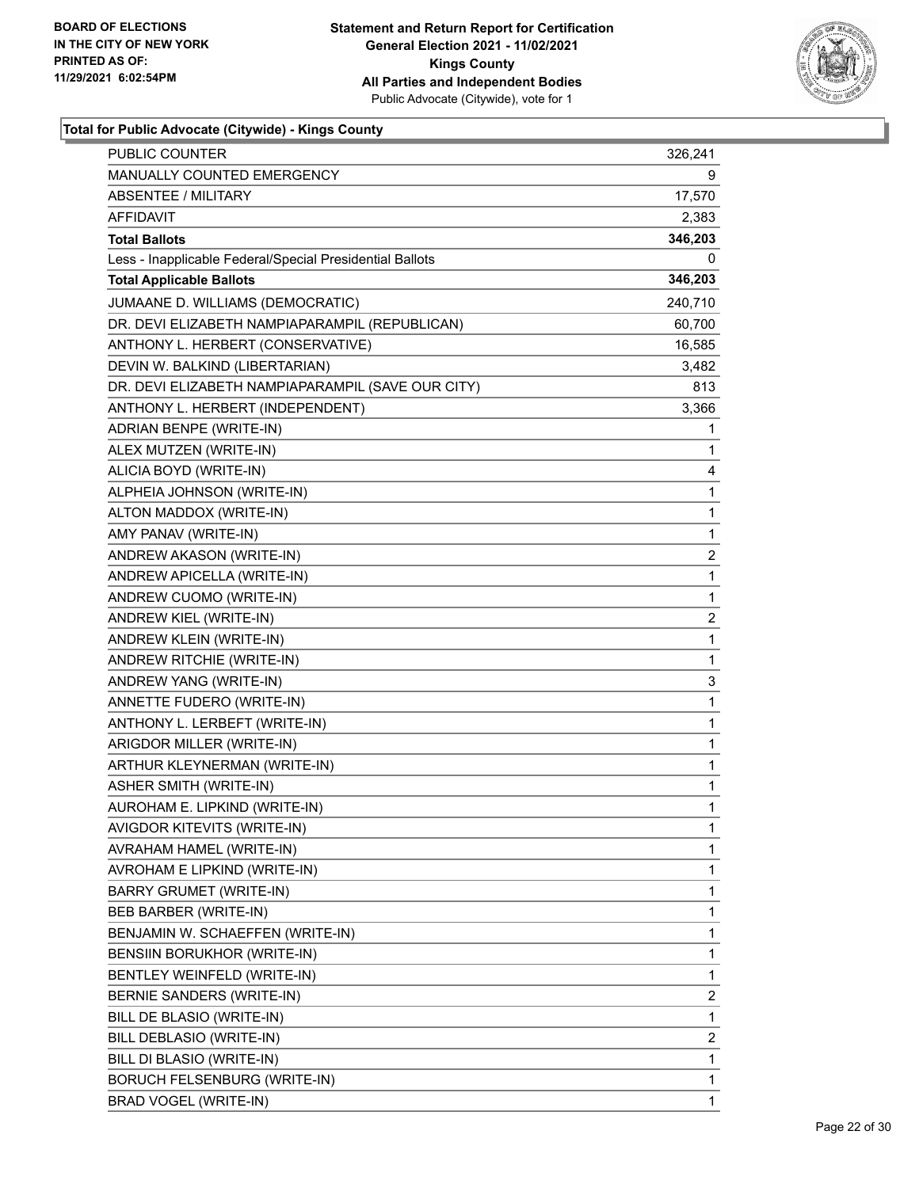**Total for Public Advocate (Citywide) - Kings County**

| | |
|---|---|
| PUBLIC COUNTER | 326,241 |
| MANUALLY COUNTED EMERGENCY | 9 |
| ABSENTEE / MILITARY | 17,570 |
| AFFIDAVIT | 2,383 |
| **Total Ballots** | **346,203** |
| Less - Inapplicable Federal/Special Presidential Ballots | 0 |
| **Total Applicable Ballots** | **346,203** |
| JUMAANE D. WILLIAMS (DEMOCRATIC) | 240,710 |
| DR. DEVI ELIZABETH NAMPIAPARAMPIL (REPUBLICAN) | 60,700 |
| ANTHONY L. HERBERT (CONSERVATIVE) | 16,585 |
| DEVIN W. BALKIND (LIBERTARIAN) | 3,482 |
| DR. DEVI ELIZABETH NAMPIAPARAMPIL (SAVE OUR CITY) | 813 |
| ANTHONY L. HERBERT (INDEPENDENT) | 3,366 |
| ADRIAN BENPE (WRITE-IN) | 1 |
| ALEX MUTZEN (WRITE-IN) | 1 |
| ALICIA BOYD (WRITE-IN) | 4 |
| ALPHEIA JOHNSON (WRITE-IN) | 1 |
| ALTON MADDOX (WRITE-IN) | 1 |
| AMY PANAV (WRITE-IN) | 1 |
| ANDREW AKASON (WRITE-IN) | 2 |
| ANDREW APICELLA (WRITE-IN) | 1 |
| ANDREW CUOMO (WRITE-IN) | 1 |
| ANDREW KIEL (WRITE-IN) | 2 |
| ANDREW KLEIN (WRITE-IN) | 1 |
| ANDREW RITCHIE (WRITE-IN) | 1 |
| ANDREW YANG (WRITE-IN) | 3 |
| ANNETTE FUDERO (WRITE-IN) | 1 |
| ANTHONY L. LERBEFT (WRITE-IN) | 1 |
| ARIGDOR MILLER (WRITE-IN) | 1 |
| ARTHUR KLEYNERMAN (WRITE-IN) | 1 |
| ASHER SMITH (WRITE-IN) | 1 |
| AUROHAM E. LIPKIND (WRITE-IN) | 1 |
| AVIGDOR KITEVITS (WRITE-IN) | 1 |
| AVRAHAM HAMEL (WRITE-IN) | 1 |
| AVROHAM E LIPKIND (WRITE-IN) | 1 |
| BARRY GRUMET (WRITE-IN) | 1 |
| BEB BARBER (WRITE-IN) | 1 |
| BENJAMIN W. SCHAEFFEN (WRITE-IN) | 1 |
| BENSIIN BORUKHOR (WRITE-IN) | 1 |
| BENTLEY WEINFELD (WRITE-IN) | 1 |
| BERNIE SANDERS (WRITE-IN) | 2 |
| BILL DE BLASIO (WRITE-IN) | 1 |
| BILL DEBLASIO (WRITE-IN) | 2 |
| BILL DI BLASIO (WRITE-IN) | 1 |
| BORUCH FELSENBURG (WRITE-IN) | 1 |
| BRAD VOGEL (WRITE-IN) | 1 |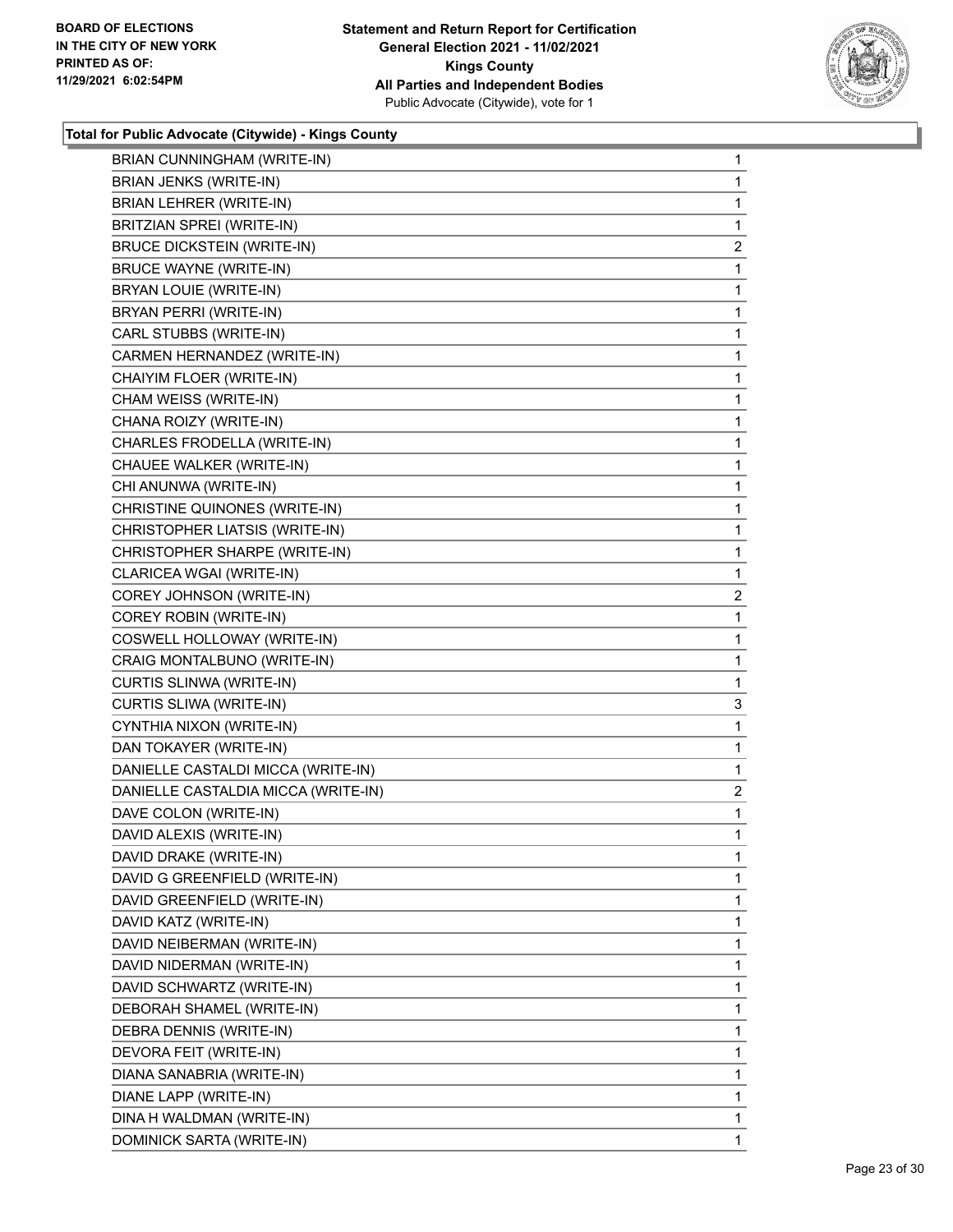**BOARD OF ELECTIONS IN THE CITY OF NEW YORK PRINTED AS OF: 11/29/2021 6:02:54PM**

**Statement and Return Report for Certification**
**General Election 2021 - 11/02/2021**
**Kings County**
**All Parties and Independent Bodies**
Public Advocate (Citywide), vote for 1

### Total for Public Advocate (Citywide) - Kings County

| Candidate | Votes |
|---|---|
| BRIAN CUNNINGHAM (WRITE-IN) | 1 |
| BRIAN JENKS (WRITE-IN) | 1 |
| BRIAN LEHRER (WRITE-IN) | 1 |
| BRITZIAN SPREI (WRITE-IN) | 1 |
| BRUCE DICKSTEIN (WRITE-IN) | 2 |
| BRUCE WAYNE (WRITE-IN) | 1 |
| BRYAN LOUIE (WRITE-IN) | 1 |
| BRYAN PERRI (WRITE-IN) | 1 |
| CARL STUBBS (WRITE-IN) | 1 |
| CARMEN HERNANDEZ (WRITE-IN) | 1 |
| CHAIYIM FLOER (WRITE-IN) | 1 |
| CHAM WEISS (WRITE-IN) | 1 |
| CHANA ROIZY (WRITE-IN) | 1 |
| CHARLES FRODELLA (WRITE-IN) | 1 |
| CHAUEE WALKER (WRITE-IN) | 1 |
| CHI ANUNWA (WRITE-IN) | 1 |
| CHRISTINE QUINONES (WRITE-IN) | 1 |
| CHRISTOPHER LIATSIS (WRITE-IN) | 1 |
| CHRISTOPHER SHARPE (WRITE-IN) | 1 |
| CLARICEA WGAI (WRITE-IN) | 1 |
| COREY JOHNSON (WRITE-IN) | 2 |
| COREY ROBIN (WRITE-IN) | 1 |
| COSWELL HOLLOWAY (WRITE-IN) | 1 |
| CRAIG MONTALBUNO (WRITE-IN) | 1 |
| CURTIS SLINWA (WRITE-IN) | 1 |
| CURTIS SLIWA (WRITE-IN) | 3 |
| CYNTHIA NIXON (WRITE-IN) | 1 |
| DAN TOKAYER (WRITE-IN) | 1 |
| DANIELLE CASTALDI MICCA (WRITE-IN) | 1 |
| DANIELLE CASTALDIA MICCA (WRITE-IN) | 2 |
| DAVE COLON (WRITE-IN) | 1 |
| DAVID ALEXIS (WRITE-IN) | 1 |
| DAVID DRAKE (WRITE-IN) | 1 |
| DAVID G GREENFIELD (WRITE-IN) | 1 |
| DAVID GREENFIELD (WRITE-IN) | 1 |
| DAVID KATZ (WRITE-IN) | 1 |
| DAVID NEIBERMAN (WRITE-IN) | 1 |
| DAVID NIDERMAN (WRITE-IN) | 1 |
| DAVID SCHWARTZ (WRITE-IN) | 1 |
| DEBORAH SHAMEL (WRITE-IN) | 1 |
| DEBRA DENNIS (WRITE-IN) | 1 |
| DEVORA FEIT (WRITE-IN) | 1 |
| DIANA SANABRIA (WRITE-IN) | 1 |
| DIANE LAPP (WRITE-IN) | 1 |
| DINA H WALDMAN (WRITE-IN) | 1 |
| DOMINICK SARTA (WRITE-IN) | 1 |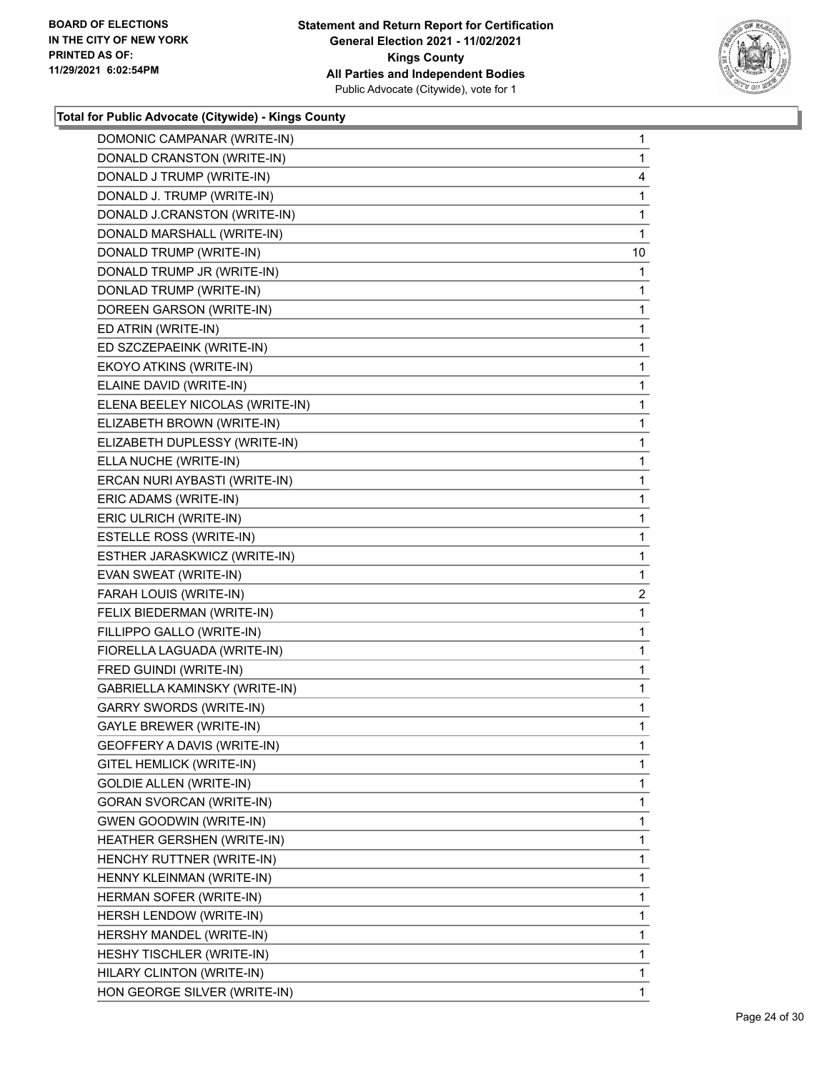BOARD OF ELECTIONS
IN THE CITY OF NEW YORK
PRINTED AS OF:
11/29/2021 6:02:54PM

**Statement and Return Report for Certification**
**General Election 2021 - 11/02/2021**
**Kings County**
**All Parties and Independent Bodies**
Public Advocate (Citywide), vote for 1

### Total for Public Advocate (Citywide) - Kings County

| | |
|---|---|
| DOMONIC CAMPANAR (WRITE-IN) | 1 |
| DONALD CRANSTON (WRITE-IN) | 1 |
| DONALD J TRUMP (WRITE-IN) | 4 |
| DONALD J. TRUMP (WRITE-IN) | 1 |
| DONALD J.CRANSTON (WRITE-IN) | 1 |
| DONALD MARSHALL (WRITE-IN) | 1 |
| DONALD TRUMP (WRITE-IN) | 10 |
| DONALD TRUMP JR (WRITE-IN) | 1 |
| DONLAD TRUMP (WRITE-IN) | 1 |
| DOREEN GARSON (WRITE-IN) | 1 |
| ED ATRIN (WRITE-IN) | 1 |
| ED SZCZEPAEINK (WRITE-IN) | 1 |
| EKOYO ATKINS (WRITE-IN) | 1 |
| ELAINE DAVID (WRITE-IN) | 1 |
| ELENA BEELEY NICOLAS (WRITE-IN) | 1 |
| ELIZABETH BROWN (WRITE-IN) | 1 |
| ELIZABETH DUPLESSY (WRITE-IN) | 1 |
| ELLA NUCHE (WRITE-IN) | 1 |
| ERCAN NURI AYBASTI (WRITE-IN) | 1 |
| ERIC ADAMS (WRITE-IN) | 1 |
| ERIC ULRICH (WRITE-IN) | 1 |
| ESTELLE ROSS (WRITE-IN) | 1 |
| ESTHER JARASKWICZ (WRITE-IN) | 1 |
| EVAN SWEAT (WRITE-IN) | 1 |
| FARAH LOUIS (WRITE-IN) | 2 |
| FELIX BIEDERMAN (WRITE-IN) | 1 |
| FILLIPPO GALLO (WRITE-IN) | 1 |
| FIORELLA LAGUADA (WRITE-IN) | 1 |
| FRED GUINDI (WRITE-IN) | 1 |
| GABRIELLA KAMINSKY (WRITE-IN) | 1 |
| GARRY SWORDS (WRITE-IN) | 1 |
| GAYLE BREWER (WRITE-IN) | 1 |
| GEOFFERY A DAVIS (WRITE-IN) | 1 |
| GITEL HEMLICK (WRITE-IN) | 1 |
| GOLDIE ALLEN (WRITE-IN) | 1 |
| GORAN SVORCAN (WRITE-IN) | 1 |
| GWEN GOODWIN (WRITE-IN) | 1 |
| HEATHER GERSHEN (WRITE-IN) | 1 |
| HENCHY RUTTNER (WRITE-IN) | 1 |
| HENNY KLEINMAN (WRITE-IN) | 1 |
| HERMAN SOFER (WRITE-IN) | 1 |
| HERSH LENDOW (WRITE-IN) | 1 |
| HERSHY MANDEL (WRITE-IN) | 1 |
| HESHY TISCHLER (WRITE-IN) | 1 |
| HILARY CLINTON (WRITE-IN) | 1 |
| HON GEORGE SILVER (WRITE-IN) | 1 |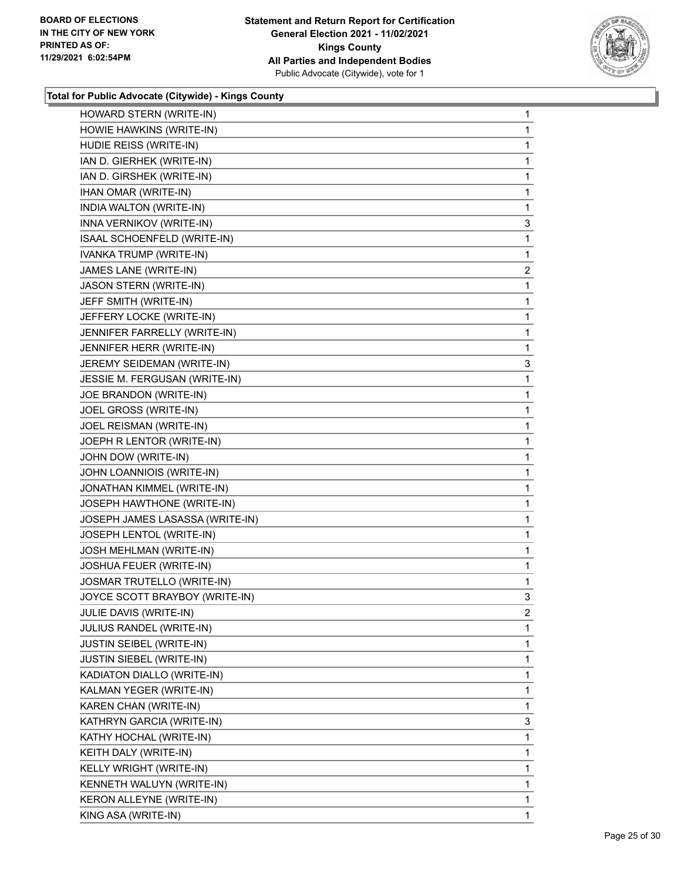**Total for Public Advocate (Citywide) - Kings County**

| Candidate | Votes |
|---|---|
| HOWARD STERN (WRITE-IN) | 1 |
| HOWIE HAWKINS (WRITE-IN) | 1 |
| HUDIE REISS (WRITE-IN) | 1 |
| IAN D. GIERHEK (WRITE-IN) | 1 |
| IAN D. GIRSHEK (WRITE-IN) | 1 |
| IHAN OMAR (WRITE-IN) | 1 |
| INDIA WALTON (WRITE-IN) | 1 |
| INNA VERNIKOV (WRITE-IN) | 3 |
| ISAAL SCHOENFELD (WRITE-IN) | 1 |
| IVANKA TRUMP (WRITE-IN) | 1 |
| JAMES LANE (WRITE-IN) | 2 |
| JASON STERN (WRITE-IN) | 1 |
| JEFF SMITH (WRITE-IN) | 1 |
| JEFFERY LOCKE (WRITE-IN) | 1 |
| JENNIFER FARRELLY (WRITE-IN) | 1 |
| JENNIFER HERR (WRITE-IN) | 1 |
| JEREMY SEIDEMAN (WRITE-IN) | 3 |
| JESSIE M. FERGUSAN (WRITE-IN) | 1 |
| JOE BRANDON (WRITE-IN) | 1 |
| JOEL GROSS (WRITE-IN) | 1 |
| JOEL REISMAN (WRITE-IN) | 1 |
| JOEPH R LENTOR (WRITE-IN) | 1 |
| JOHN DOW (WRITE-IN) | 1 |
| JOHN LOANNIOIS (WRITE-IN) | 1 |
| JONATHAN KIMMEL (WRITE-IN) | 1 |
| JOSEPH HAWTHONE (WRITE-IN) | 1 |
| JOSEPH JAMES LASASSA (WRITE-IN) | 1 |
| JOSEPH LENTOL (WRITE-IN) | 1 |
| JOSH MEHLMAN (WRITE-IN) | 1 |
| JOSHUA FEUER (WRITE-IN) | 1 |
| JOSMAR TRUTELLO (WRITE-IN) | 1 |
| JOYCE SCOTT BRAYBOY (WRITE-IN) | 3 |
| JULIE DAVIS (WRITE-IN) | 2 |
| JULIUS RANDEL (WRITE-IN) | 1 |
| JUSTIN SEIBEL (WRITE-IN) | 1 |
| JUSTIN SIEBEL (WRITE-IN) | 1 |
| KADIATON DIALLO (WRITE-IN) | 1 |
| KALMAN YEGER (WRITE-IN) | 1 |
| KAREN CHAN (WRITE-IN) | 1 |
| KATHRYN GARCIA (WRITE-IN) | 3 |
| KATHY HOCHAL (WRITE-IN) | 1 |
| KEITH DALY (WRITE-IN) | 1 |
| KELLY WRIGHT (WRITE-IN) | 1 |
| KENNETH WALUYN (WRITE-IN) | 1 |
| KERON ALLEYNE (WRITE-IN) | 1 |
| KING ASA (WRITE-IN) | 1 |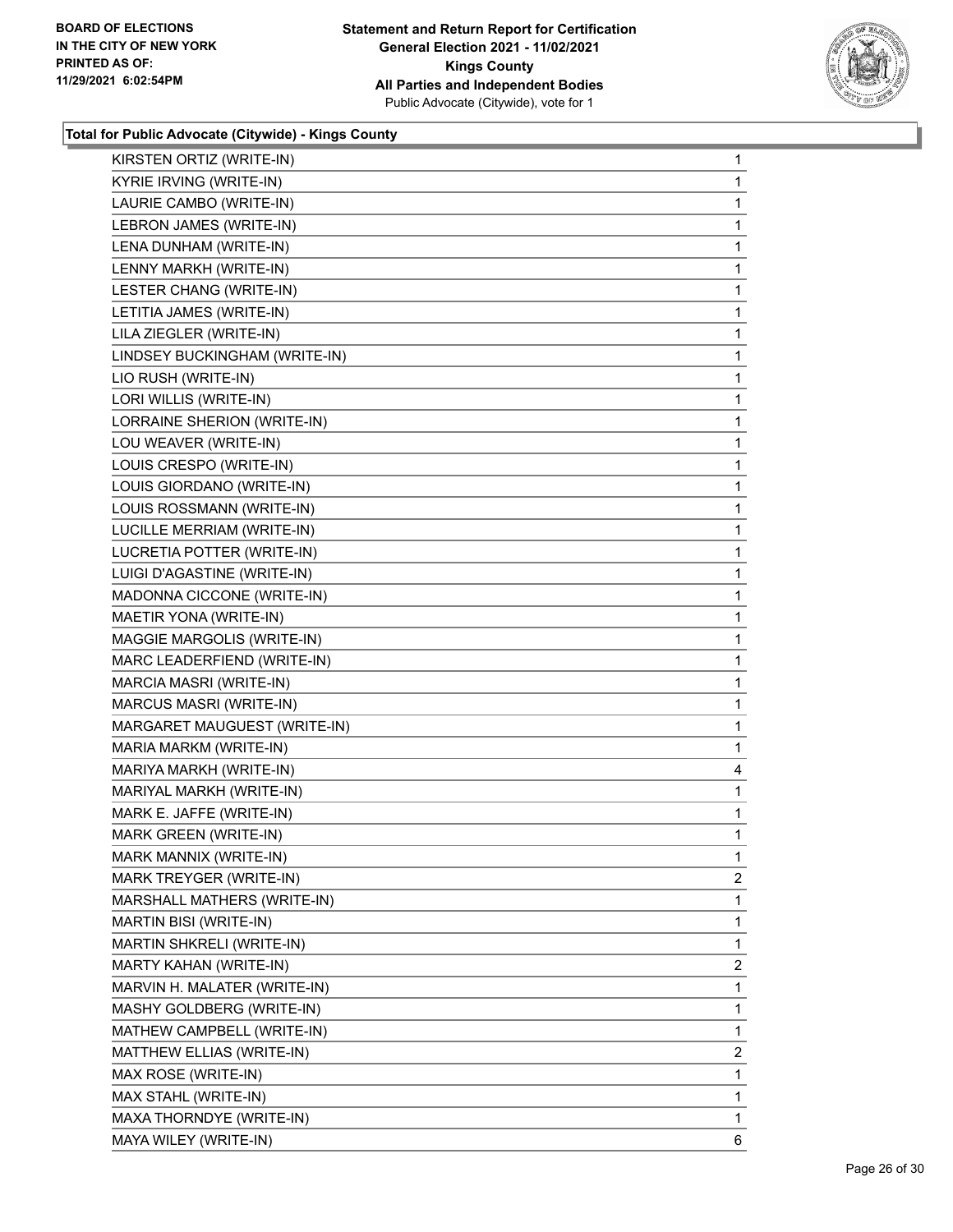BOARD OF ELECTIONS
IN THE CITY OF NEW YORK
PRINTED AS OF:
11/29/2021 6:02:54PM

**Statement and Return Report for Certification**
**General Election 2021 - 11/02/2021**
**Kings County**
**All Parties and Independent Bodies**
Public Advocate (Citywide), vote for 1

### Total for Public Advocate (Citywide) - Kings County

| | |
|---|---|
| KIRSTEN ORTIZ (WRITE-IN) | 1 |
| KYRIE IRVING (WRITE-IN) | 1 |
| LAURIE CAMBO (WRITE-IN) | 1 |
| LEBRON JAMES (WRITE-IN) | 1 |
| LENA DUNHAM (WRITE-IN) | 1 |
| LENNY MARKH (WRITE-IN) | 1 |
| LESTER CHANG (WRITE-IN) | 1 |
| LETITIA JAMES (WRITE-IN) | 1 |
| LILA ZIEGLER (WRITE-IN) | 1 |
| LINDSEY BUCKINGHAM (WRITE-IN) | 1 |
| LIO RUSH (WRITE-IN) | 1 |
| LORI WILLIS (WRITE-IN) | 1 |
| LORRAINE SHERION (WRITE-IN) | 1 |
| LOU WEAVER (WRITE-IN) | 1 |
| LOUIS CRESPO (WRITE-IN) | 1 |
| LOUIS GIORDANO (WRITE-IN) | 1 |
| LOUIS ROSSMANN (WRITE-IN) | 1 |
| LUCILLE MERRIAM (WRITE-IN) | 1 |
| LUCRETIA POTTER (WRITE-IN) | 1 |
| LUIGI D'AGASTINE (WRITE-IN) | 1 |
| MADONNA CICCONE (WRITE-IN) | 1 |
| MAETIR YONA (WRITE-IN) | 1 |
| MAGGIE MARGOLIS (WRITE-IN) | 1 |
| MARC LEADERFIEND (WRITE-IN) | 1 |
| MARCIA MASRI (WRITE-IN) | 1 |
| MARCUS MASRI (WRITE-IN) | 1 |
| MARGARET MAUGUEST (WRITE-IN) | 1 |
| MARIA MARKM (WRITE-IN) | 1 |
| MARIYA MARKH (WRITE-IN) | 4 |
| MARIYAL MARKH (WRITE-IN) | 1 |
| MARK E. JAFFE (WRITE-IN) | 1 |
| MARK GREEN (WRITE-IN) | 1 |
| MARK MANNIX (WRITE-IN) | 1 |
| MARK TREYGER (WRITE-IN) | 2 |
| MARSHALL MATHERS (WRITE-IN) | 1 |
| MARTIN BISI (WRITE-IN) | 1 |
| MARTIN SHKRELI (WRITE-IN) | 1 |
| MARTY KAHAN (WRITE-IN) | 2 |
| MARVIN H. MALATER (WRITE-IN) | 1 |
| MASHY GOLDBERG (WRITE-IN) | 1 |
| MATHEW CAMPBELL (WRITE-IN) | 1 |
| MATTHEW ELLIAS (WRITE-IN) | 2 |
| MAX ROSE (WRITE-IN) | 1 |
| MAX STAHL (WRITE-IN) | 1 |
| MAXA THORNDYE (WRITE-IN) | 1 |
| MAYA WILEY (WRITE-IN) | 6 |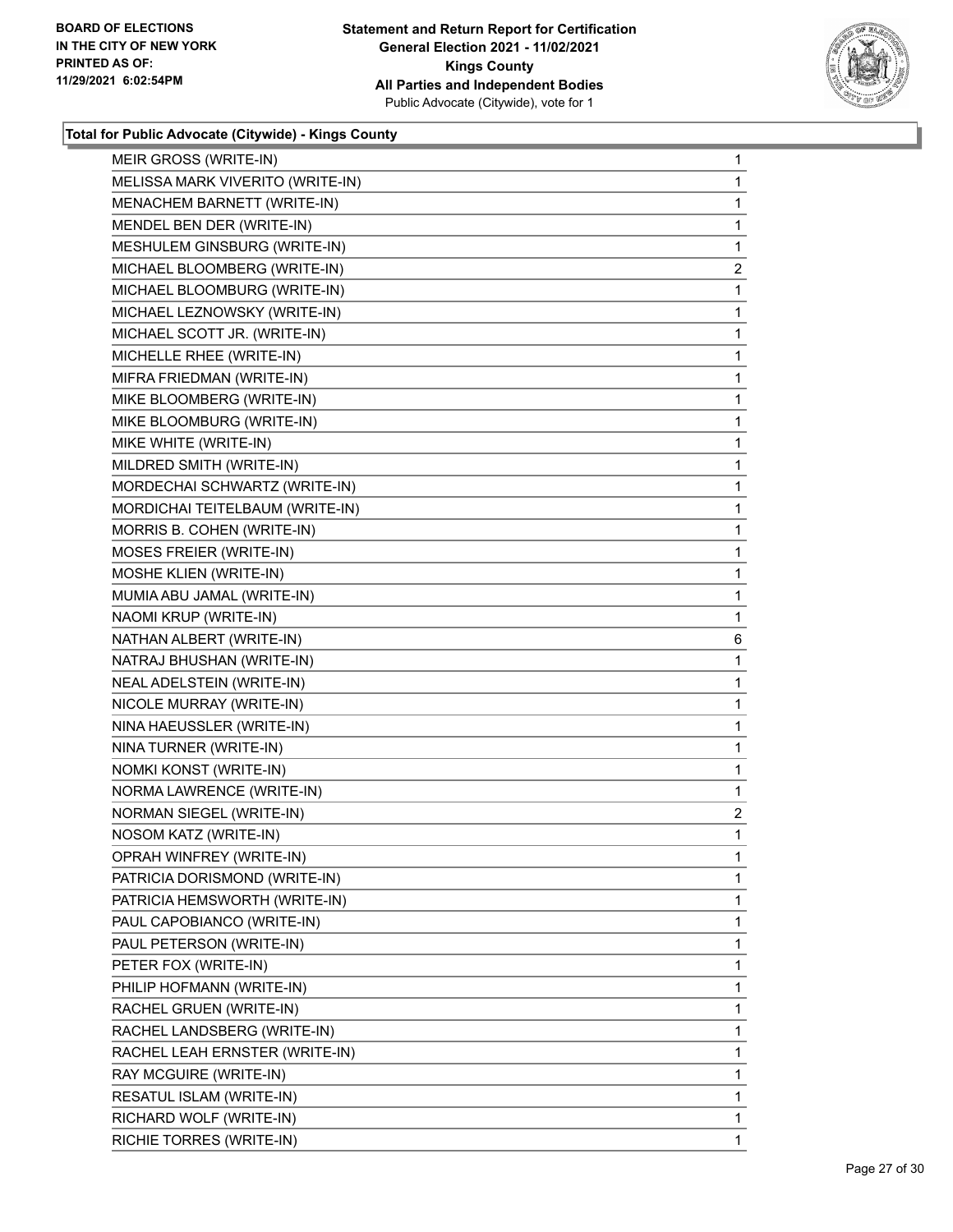BOARD OF ELECTIONS
IN THE CITY OF NEW YORK
PRINTED AS OF:
11/29/2021 6:02:54PM

**Statement and Return Report for Certification**
**General Election 2021 - 11/02/2021**
**Kings County**
**All Parties and Independent Bodies**
Public Advocate (Citywide), vote for 1

### Total for Public Advocate (Citywide) - Kings County

| Candidate | Votes |
|---|---|
| MEIR GROSS (WRITE-IN) | 1 |
| MELISSA MARK VIVERITO (WRITE-IN) | 1 |
| MENACHEM BARNETT (WRITE-IN) | 1 |
| MENDEL BEN DER (WRITE-IN) | 1 |
| MESHULEM GINSBURG (WRITE-IN) | 1 |
| MICHAEL BLOOMBERG (WRITE-IN) | 2 |
| MICHAEL BLOOMBURG (WRITE-IN) | 1 |
| MICHAEL LEZNOWSKY (WRITE-IN) | 1 |
| MICHAEL SCOTT JR. (WRITE-IN) | 1 |
| MICHELLE RHEE (WRITE-IN) | 1 |
| MIFRA FRIEDMAN (WRITE-IN) | 1 |
| MIKE BLOOMBERG (WRITE-IN) | 1 |
| MIKE BLOOMBURG (WRITE-IN) | 1 |
| MIKE WHITE (WRITE-IN) | 1 |
| MILDRED SMITH (WRITE-IN) | 1 |
| MORDECHAI SCHWARTZ (WRITE-IN) | 1 |
| MORDICHAI TEITELBAUM (WRITE-IN) | 1 |
| MORRIS B. COHEN (WRITE-IN) | 1 |
| MOSES FREIER (WRITE-IN) | 1 |
| MOSHE KLIEN (WRITE-IN) | 1 |
| MUMIA ABU JAMAL (WRITE-IN) | 1 |
| NAOMI KRUP (WRITE-IN) | 1 |
| NATHAN ALBERT (WRITE-IN) | 6 |
| NATRAJ BHUSHAN (WRITE-IN) | 1 |
| NEAL ADELSTEIN (WRITE-IN) | 1 |
| NICOLE MURRAY (WRITE-IN) | 1 |
| NINA HAEUSSLER (WRITE-IN) | 1 |
| NINA TURNER (WRITE-IN) | 1 |
| NOMKI KONST (WRITE-IN) | 1 |
| NORMA LAWRENCE (WRITE-IN) | 1 |
| NORMAN SIEGEL (WRITE-IN) | 2 |
| NOSOM KATZ (WRITE-IN) | 1 |
| OPRAH WINFREY (WRITE-IN) | 1 |
| PATRICIA DORISMOND (WRITE-IN) | 1 |
| PATRICIA HEMSWORTH (WRITE-IN) | 1 |
| PAUL CAPOBIANCO (WRITE-IN) | 1 |
| PAUL PETERSON (WRITE-IN) | 1 |
| PETER FOX (WRITE-IN) | 1 |
| PHILIP HOFMANN (WRITE-IN) | 1 |
| RACHEL GRUEN (WRITE-IN) | 1 |
| RACHEL LANDSBERG (WRITE-IN) | 1 |
| RACHEL LEAH ERNSTER (WRITE-IN) | 1 |
| RAY MCGUIRE (WRITE-IN) | 1 |
| RESATUL ISLAM (WRITE-IN) | 1 |
| RICHARD WOLF (WRITE-IN) | 1 |
| RICHIE TORRES (WRITE-IN) | 1 |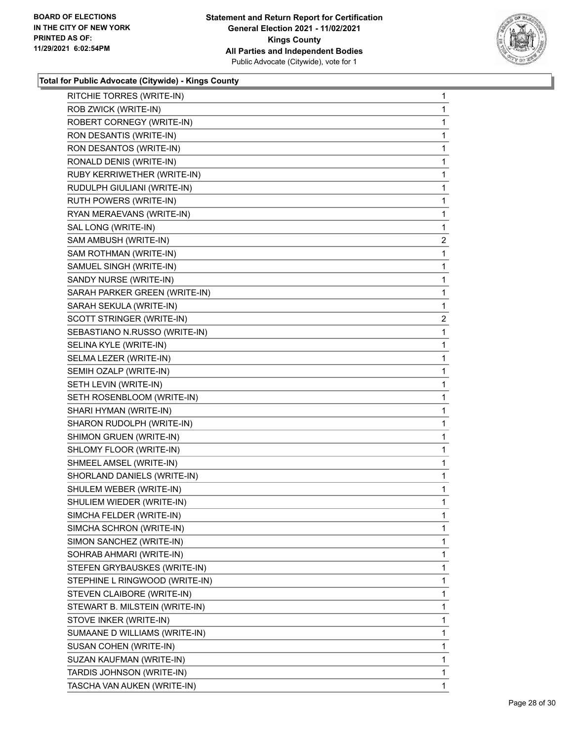**Total for Public Advocate (Citywide) - Kings County**

| Candidate | Votes |
| --- | --- |
| RITCHIE TORRES (WRITE-IN) | 1 |
| ROB ZWICK (WRITE-IN) | 1 |
| ROBERT CORNEGY (WRITE-IN) | 1 |
| RON DESANTIS (WRITE-IN) | 1 |
| RON DESANTOS (WRITE-IN) | 1 |
| RONALD DENIS (WRITE-IN) | 1 |
| RUBY KERRIWETHER (WRITE-IN) | 1 |
| RUDULPH GIULIANI (WRITE-IN) | 1 |
| RUTH POWERS (WRITE-IN) | 1 |
| RYAN MERAEVANS (WRITE-IN) | 1 |
| SAL LONG (WRITE-IN) | 1 |
| SAM AMBUSH (WRITE-IN) | 2 |
| SAM ROTHMAN (WRITE-IN) | 1 |
| SAMUEL SINGH (WRITE-IN) | 1 |
| SANDY NURSE (WRITE-IN) | 1 |
| SARAH PARKER GREEN (WRITE-IN) | 1 |
| SARAH SEKULA (WRITE-IN) | 1 |
| SCOTT STRINGER (WRITE-IN) | 2 |
| SEBASTIANO N.RUSSO (WRITE-IN) | 1 |
| SELINA KYLE (WRITE-IN) | 1 |
| SELMA LEZER (WRITE-IN) | 1 |
| SEMIH OZALP (WRITE-IN) | 1 |
| SETH LEVIN (WRITE-IN) | 1 |
| SETH ROSENBLOOM (WRITE-IN) | 1 |
| SHARI HYMAN (WRITE-IN) | 1 |
| SHARON RUDOLPH (WRITE-IN) | 1 |
| SHIMON GRUEN (WRITE-IN) | 1 |
| SHLOMY FLOOR (WRITE-IN) | 1 |
| SHMEEL AMSEL (WRITE-IN) | 1 |
| SHORLAND DANIELS (WRITE-IN) | 1 |
| SHULEM WEBER (WRITE-IN) | 1 |
| SHULIEM WIEDER (WRITE-IN) | 1 |
| SIMCHA FELDER (WRITE-IN) | 1 |
| SIMCHA SCHRON (WRITE-IN) | 1 |
| SIMON SANCHEZ (WRITE-IN) | 1 |
| SOHRAB AHMARI (WRITE-IN) | 1 |
| STEFEN GRYBAUSKES (WRITE-IN) | 1 |
| STEPHINE L RINGWOOD (WRITE-IN) | 1 |
| STEVEN CLAIBORE (WRITE-IN) | 1 |
| STEWART B. MILSTEIN (WRITE-IN) | 1 |
| STOVE INKER (WRITE-IN) | 1 |
| SUMAANE D WILLIAMS (WRITE-IN) | 1 |
| SUSAN COHEN (WRITE-IN) | 1 |
| SUZAN KAUFMAN (WRITE-IN) | 1 |
| TARDIS JOHNSON (WRITE-IN) | 1 |
| TASCHA VAN AUKEN (WRITE-IN) | 1 |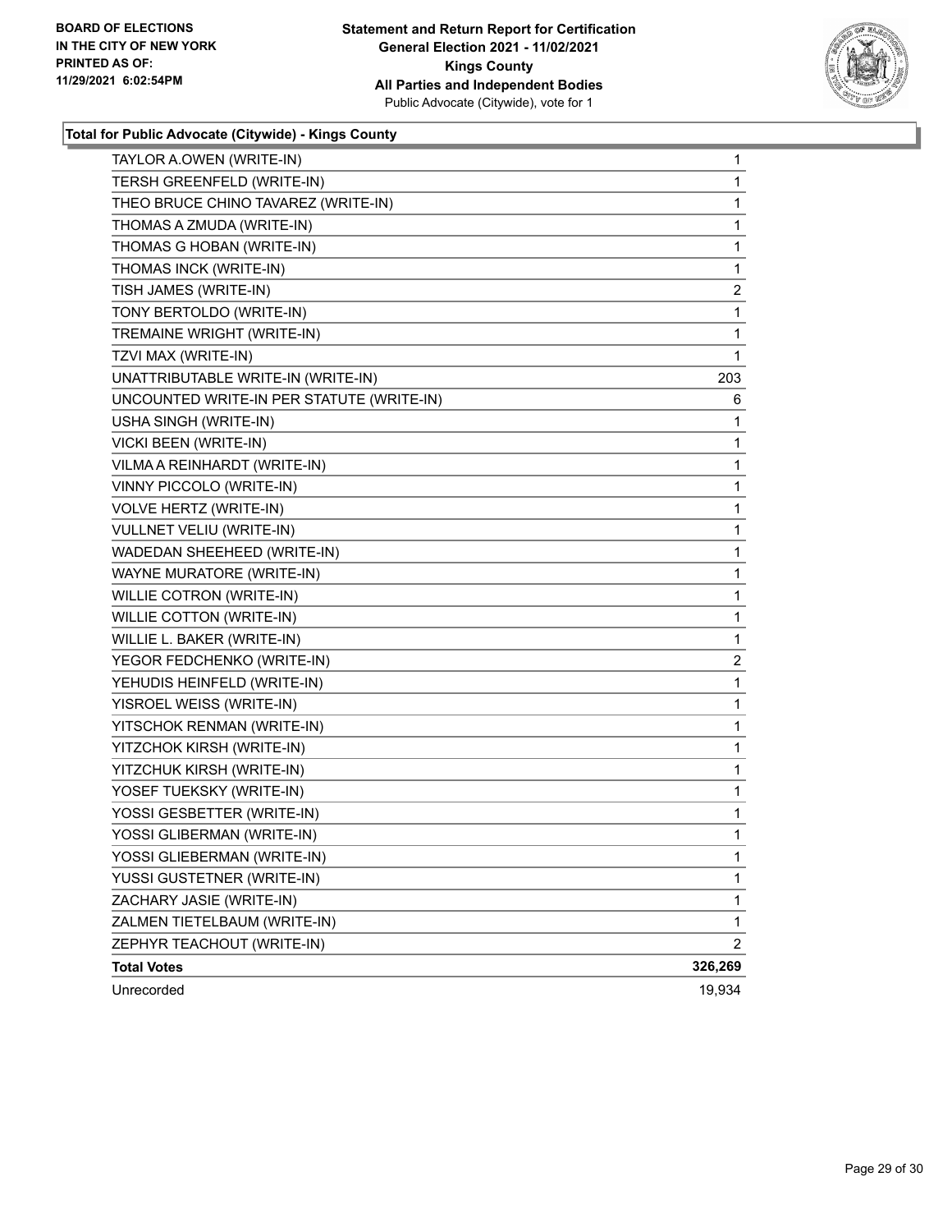**BOARD OF ELECTIONS IN THE CITY OF NEW YORK PRINTED AS OF: 11/29/2021 6:02:54PM**

**Statement and Return Report for Certification General Election 2021 - 11/02/2021 Kings County All Parties and Independent Bodies**
Public Advocate (Citywide), vote for 1

### Total for Public Advocate (Citywide) - Kings County

| | |
|---|---|
| TAYLOR A.OWEN (WRITE-IN) | 1 |
| TERSH GREENFELD (WRITE-IN) | 1 |
| THEO BRUCE CHINO TAVAREZ (WRITE-IN) | 1 |
| THOMAS A ZMUDA (WRITE-IN) | 1 |
| THOMAS G HOBAN (WRITE-IN) | 1 |
| THOMAS INCK (WRITE-IN) | 1 |
| TISH JAMES (WRITE-IN) | 2 |
| TONY BERTOLDO (WRITE-IN) | 1 |
| TREMAINE WRIGHT (WRITE-IN) | 1 |
| TZVI MAX (WRITE-IN) | 1 |
| UNATTRIBUTABLE WRITE-IN (WRITE-IN) | 203 |
| UNCOUNTED WRITE-IN PER STATUTE (WRITE-IN) | 6 |
| USHA SINGH (WRITE-IN) | 1 |
| VICKI BEEN (WRITE-IN) | 1 |
| VILMA A REINHARDT (WRITE-IN) | 1 |
| VINNY PICCOLO (WRITE-IN) | 1 |
| VOLVE HERTZ (WRITE-IN) | 1 |
| VULLNET VELIU (WRITE-IN) | 1 |
| WADEDAN SHEEHEED (WRITE-IN) | 1 |
| WAYNE MURATORE (WRITE-IN) | 1 |
| WILLIE COTRON (WRITE-IN) | 1 |
| WILLIE COTTON (WRITE-IN) | 1 |
| WILLIE L. BAKER (WRITE-IN) | 1 |
| YEGOR FEDCHENKO (WRITE-IN) | 2 |
| YEHUDIS HEINFELD (WRITE-IN) | 1 |
| YISROEL WEISS (WRITE-IN) | 1 |
| YITSCHOK RENMAN (WRITE-IN) | 1 |
| YITZCHOK KIRSH (WRITE-IN) | 1 |
| YITZCHUK KIRSH (WRITE-IN) | 1 |
| YOSEF TUEKSKY (WRITE-IN) | 1 |
| YOSSI GESBETTER (WRITE-IN) | 1 |
| YOSSI GLIBERMAN (WRITE-IN) | 1 |
| YOSSI GLIEBERMAN (WRITE-IN) | 1 |
| YUSSI GUSTETNER (WRITE-IN) | 1 |
| ZACHARY JASIE (WRITE-IN) | 1 |
| ZALMEN TIETELBAUM (WRITE-IN) | 1 |
| ZEPHYR TEACHOUT (WRITE-IN) | 2 |
| **Total Votes** | **326,269** |
| Unrecorded | 19,934 |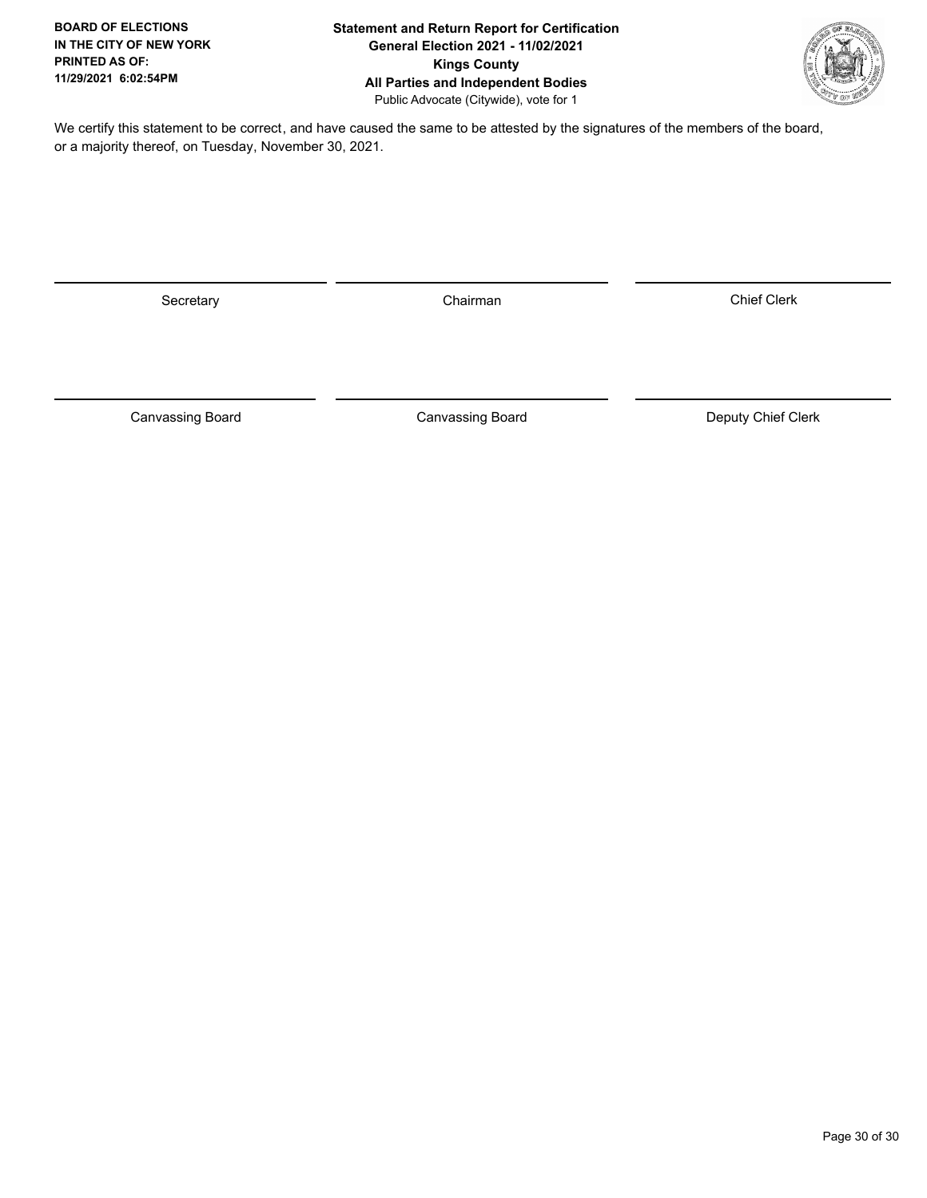**BOARD OF ELECTIONS IN THE CITY OF NEW YORK PRINTED AS OF: 11/29/2021 6:02:54PM**

**Statement and Return Report for Certification**
**General Election 2021 - 11/02/2021**
**Kings County**
**All Parties and Independent Bodies**
Public Advocate (Citywide), vote for 1

We certify this statement to be correct, and have caused the same to be attested by the signatures of the members of the board, or a majority thereof, on Tuesday, November 30, 2021.

| | | |
|---|---|---|
| Secretary | Chairman | Chief Clerk |
| Canvassing Board | Canvassing Board | Deputy Chief Clerk |